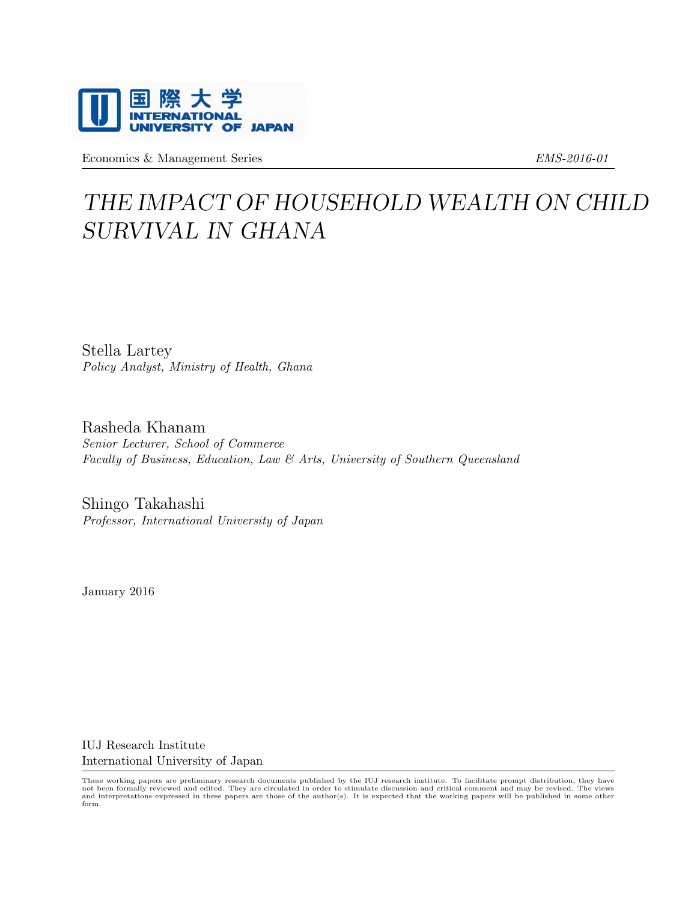国際大学
INTERNATIONAL
UNIVERSITY OF JAPAN

Economics & Management Series *EMS-2016-01*

# *THE IMPACT OF HOUSEHOLD WEALTH ON CHILD SURVIVAL IN GHANA*

Stella Lartey
*Policy Analyst, Ministry of Health, Ghana*

Rasheda Khanam
*Senior Lecturer, School of Commerce*
*Faculty of Business, Education, Law & Arts, University of Southern Queensland*

Shingo Takahashi
*Professor, International University of Japan*

January 2016

IUJ Research Institute
International University of Japan

These working papers are preliminary research documents published by the IUJ research institute. To facilitate prompt distribution, they have not been formally reviewed and edited. They are circulated in order to stimulate discussion and critical comment and may be revised. The views and interpretations expressed in these papers are those of the author(s). It is expected that the working papers will be published in some other form.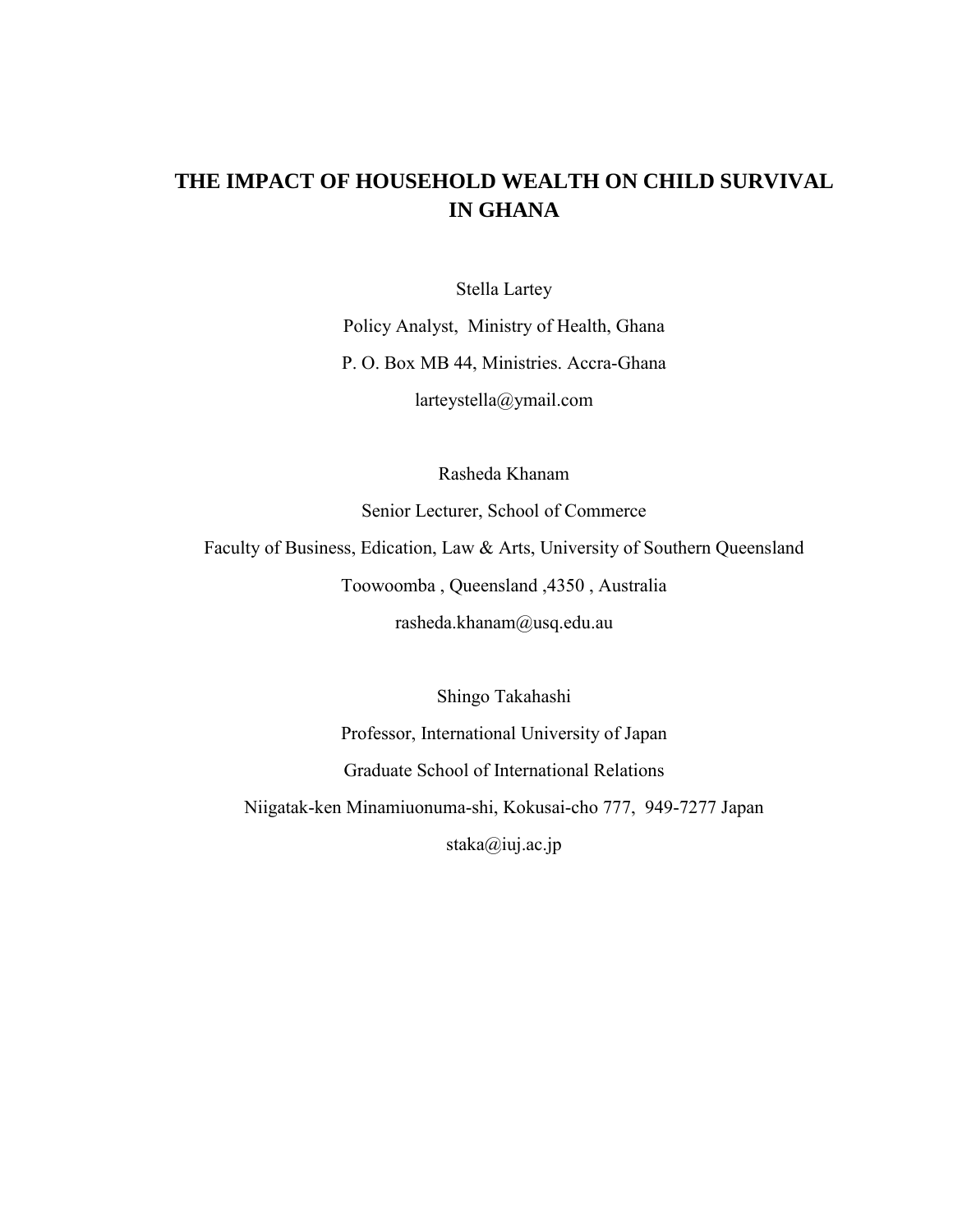# THE IMPACT OF HOUSEHOLD WEALTH ON CHILD SURVIVAL IN GHANA

Stella Lartey

Policy Analyst, Ministry of Health, Ghana

P. O. Box MB 44, Ministries. Accra-Ghana

larteystella@ymail.com

Rasheda Khanam

Senior Lecturer, School of Commerce

Faculty of Business, Edication, Law & Arts, University of Southern Queensland

Toowoomba , Queensland ,4350 , Australia

rasheda.khanam@usq.edu.au

Shingo Takahashi

Professor, International University of Japan

Graduate School of International Relations

Niigatak-ken Minamiuonuma-shi, Kokusai-cho 777, 949-7277 Japan

staka@iuj.ac.jp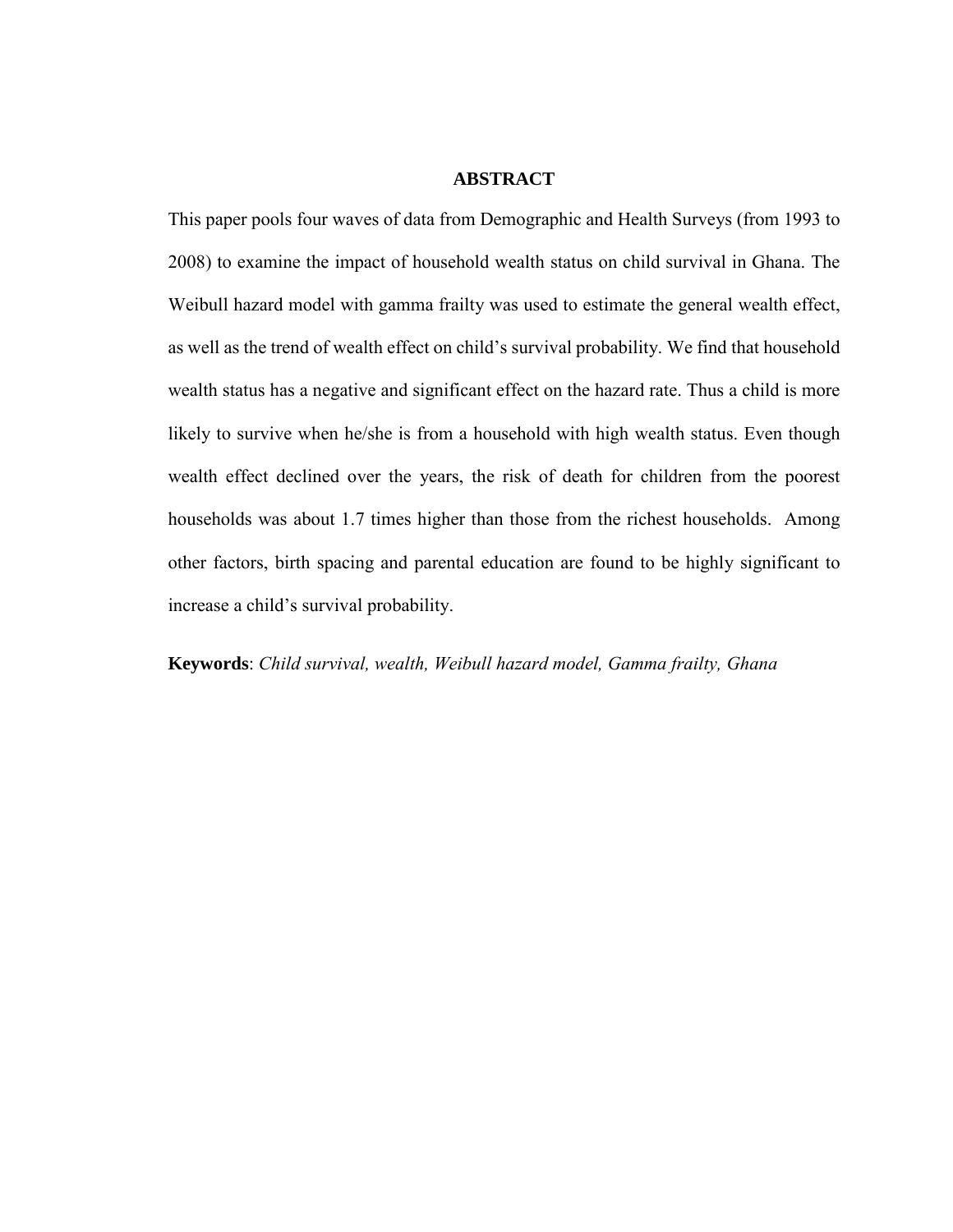# ABSTRACT

This paper pools four waves of data from Demographic and Health Surveys (from 1993 to 2008) to examine the impact of household wealth status on child survival in Ghana. The Weibull hazard model with gamma frailty was used to estimate the general wealth effect, as well as the trend of wealth effect on child's survival probability. We find that household wealth status has a negative and significant effect on the hazard rate. Thus a child is more likely to survive when he/she is from a household with high wealth status. Even though wealth effect declined over the years, the risk of death for children from the poorest households was about 1.7 times higher than those from the richest households. Among other factors, birth spacing and parental education are found to be highly significant to increase a child's survival probability.

**Keywords**: *Child survival, wealth, Weibull hazard model, Gamma frailty, Ghana*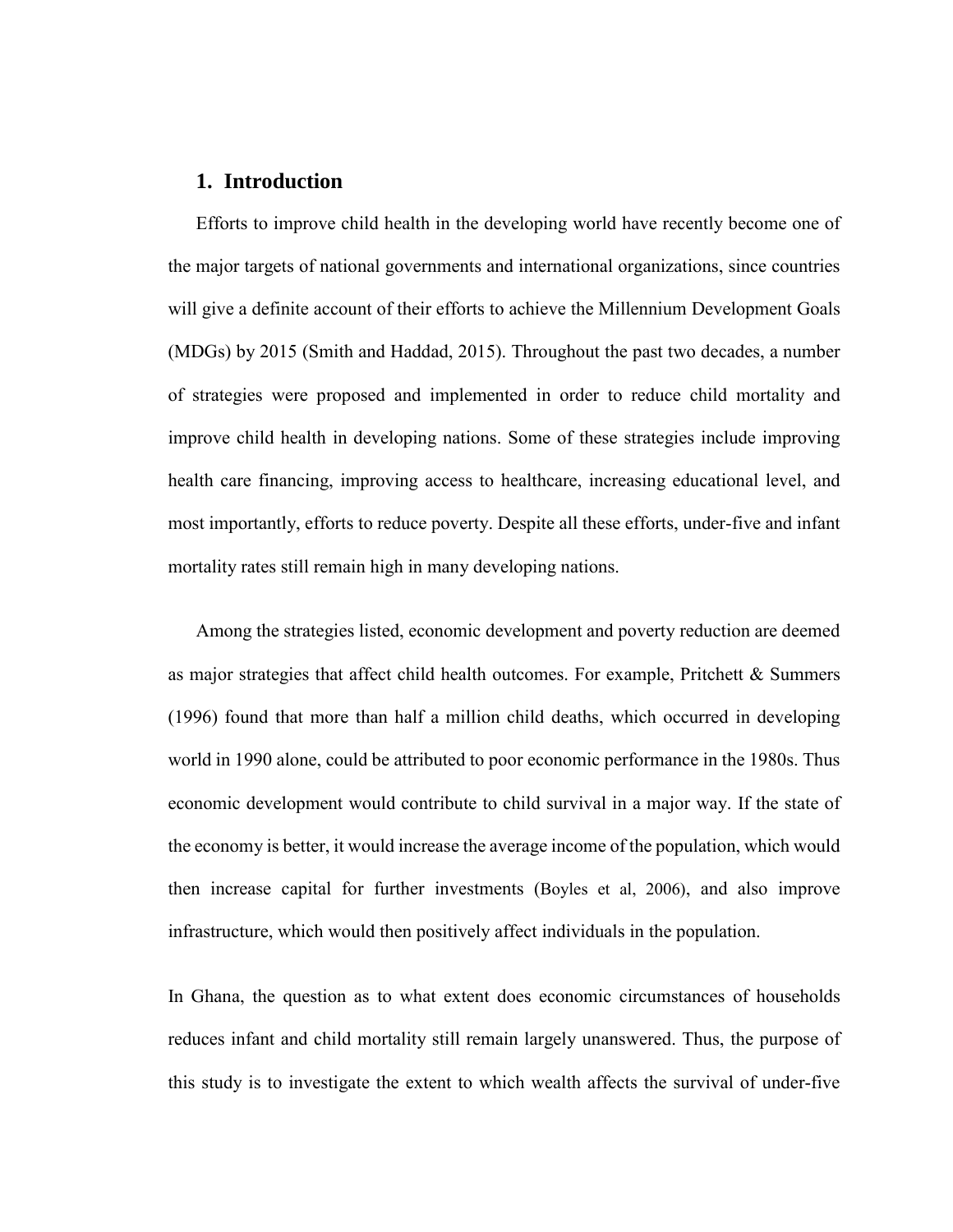## 1. Introduction

Efforts to improve child health in the developing world have recently become one of the major targets of national governments and international organizations, since countries will give a definite account of their efforts to achieve the Millennium Development Goals (MDGs) by 2015 (Smith and Haddad, 2015). Throughout the past two decades, a number of strategies were proposed and implemented in order to reduce child mortality and improve child health in developing nations. Some of these strategies include improving health care financing, improving access to healthcare, increasing educational level, and most importantly, efforts to reduce poverty. Despite all these efforts, under-five and infant mortality rates still remain high in many developing nations.

Among the strategies listed, economic development and poverty reduction are deemed as major strategies that affect child health outcomes. For example, Pritchett & Summers (1996) found that more than half a million child deaths, which occurred in developing world in 1990 alone, could be attributed to poor economic performance in the 1980s. Thus economic development would contribute to child survival in a major way. If the state of the economy is better, it would increase the average income of the population, which would then increase capital for further investments (Boyles et al, 2006), and also improve infrastructure, which would then positively affect individuals in the population.

In Ghana, the question as to what extent does economic circumstances of households reduces infant and child mortality still remain largely unanswered. Thus, the purpose of this study is to investigate the extent to which wealth affects the survival of under-five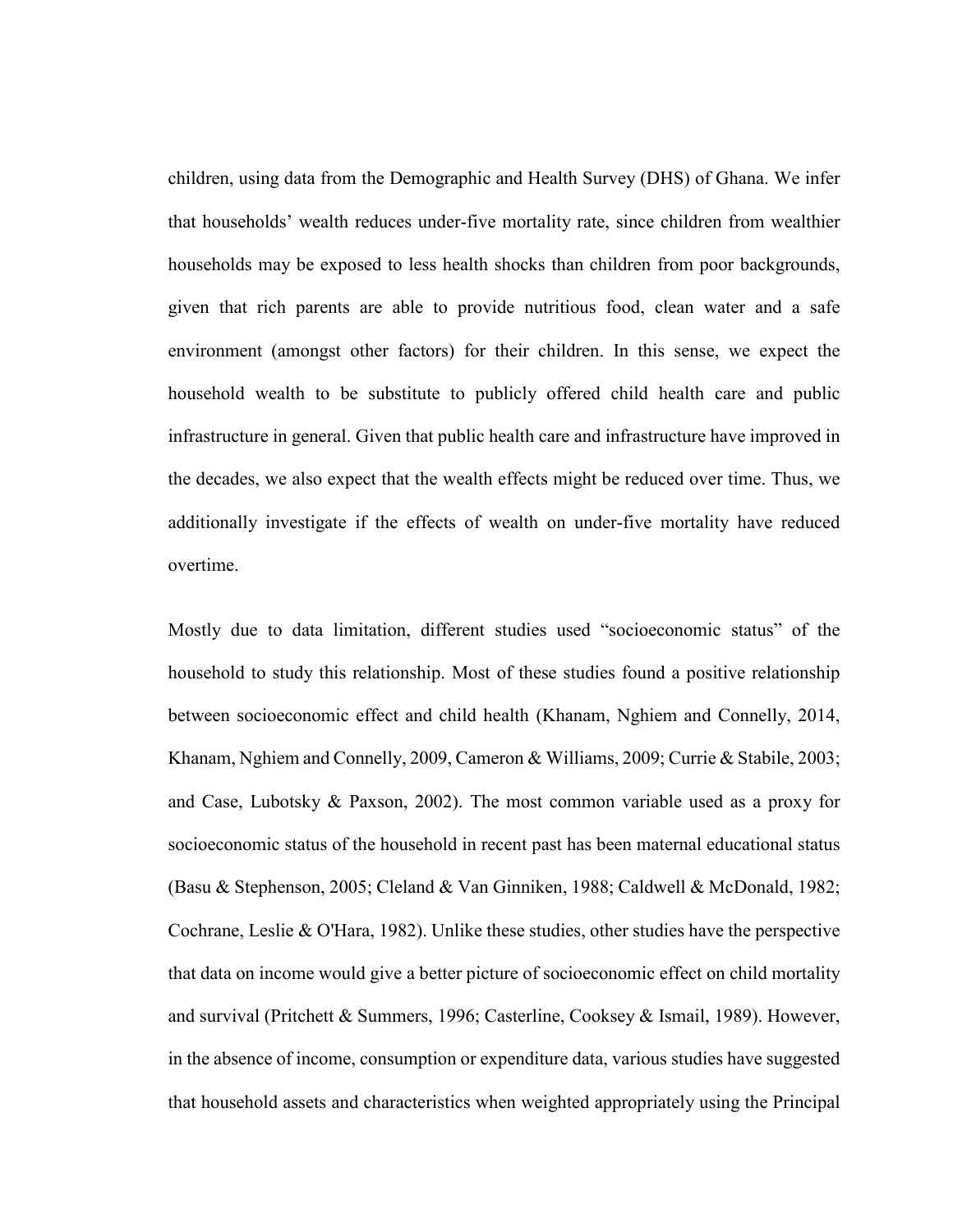children, using data from the Demographic and Health Survey (DHS) of Ghana. We infer that households' wealth reduces under-five mortality rate, since children from wealthier households may be exposed to less health shocks than children from poor backgrounds, given that rich parents are able to provide nutritious food, clean water and a safe environment (amongst other factors) for their children. In this sense, we expect the household wealth to be substitute to publicly offered child health care and public infrastructure in general. Given that public health care and infrastructure have improved in the decades, we also expect that the wealth effects might be reduced over time. Thus, we additionally investigate if the effects of wealth on under-five mortality have reduced overtime.

Mostly due to data limitation, different studies used "socioeconomic status" of the household to study this relationship. Most of these studies found a positive relationship between socioeconomic effect and child health (Khanam, Nghiem and Connelly, 2014, Khanam, Nghiem and Connelly, 2009, Cameron & Williams, 2009; Currie & Stabile, 2003; and Case, Lubotsky & Paxson, 2002). The most common variable used as a proxy for socioeconomic status of the household in recent past has been maternal educational status (Basu & Stephenson, 2005; Cleland & Van Ginniken, 1988; Caldwell & McDonald, 1982; Cochrane, Leslie & O'Hara, 1982). Unlike these studies, other studies have the perspective that data on income would give a better picture of socioeconomic effect on child mortality and survival (Pritchett & Summers, 1996; Casterline, Cooksey & Ismail, 1989). However, in the absence of income, consumption or expenditure data, various studies have suggested that household assets and characteristics when weighted appropriately using the Principal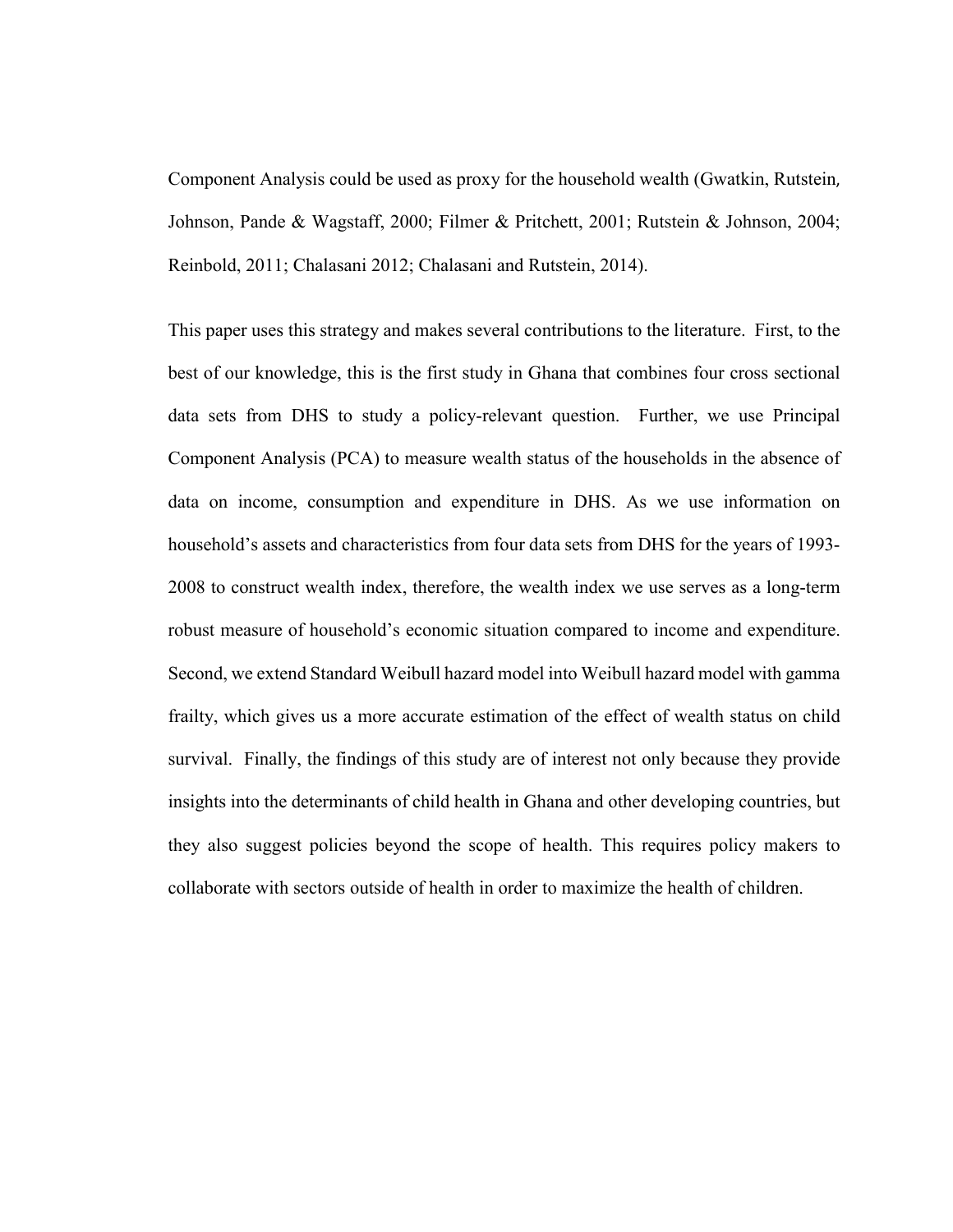Component Analysis could be used as proxy for the household wealth (Gwatkin, Rutstein, Johnson, Pande & Wagstaff, 2000; Filmer & Pritchett, 2001; Rutstein & Johnson, 2004; Reinbold, 2011; Chalasani 2012; Chalasani and Rutstein, 2014).

This paper uses this strategy and makes several contributions to the literature. First, to the best of our knowledge, this is the first study in Ghana that combines four cross sectional data sets from DHS to study a policy-relevant question. Further, we use Principal Component Analysis (PCA) to measure wealth status of the households in the absence of data on income, consumption and expenditure in DHS. As we use information on household's assets and characteristics from four data sets from DHS for the years of 1993-2008 to construct wealth index, therefore, the wealth index we use serves as a long-term robust measure of household's economic situation compared to income and expenditure. Second, we extend Standard Weibull hazard model into Weibull hazard model with gamma frailty, which gives us a more accurate estimation of the effect of wealth status on child survival. Finally, the findings of this study are of interest not only because they provide insights into the determinants of child health in Ghana and other developing countries, but they also suggest policies beyond the scope of health. This requires policy makers to collaborate with sectors outside of health in order to maximize the health of children.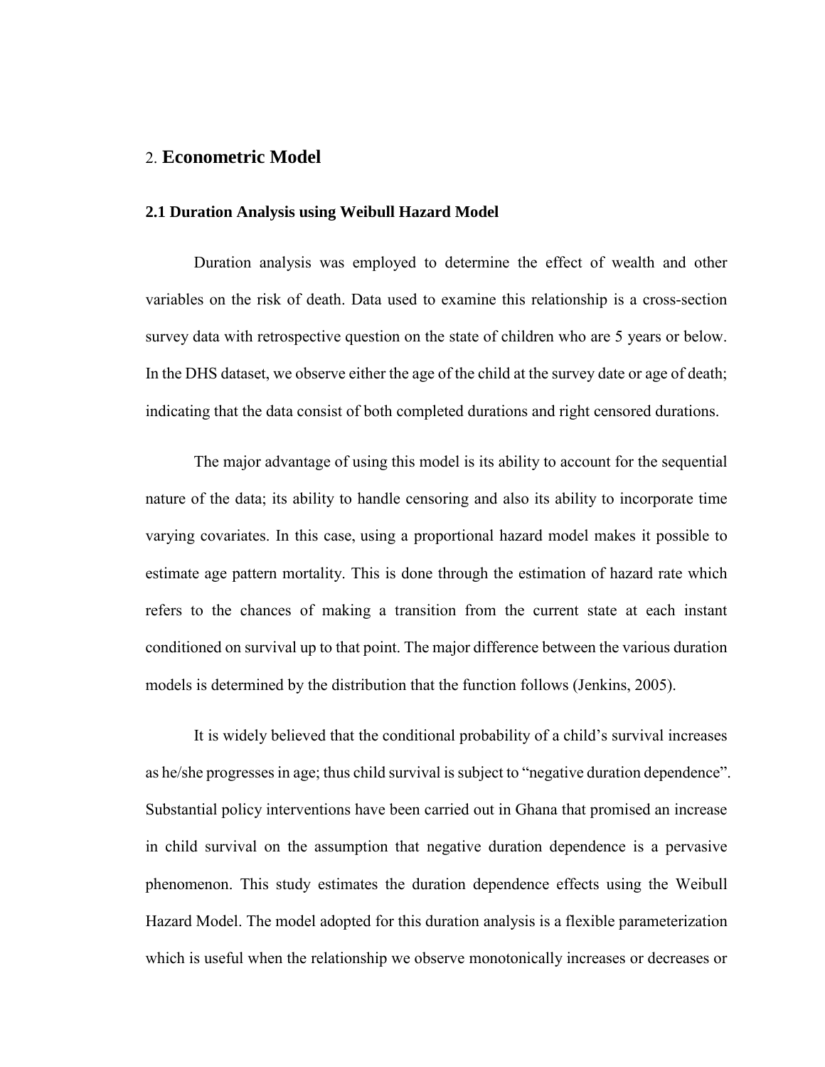## 2. **Econometric Model**

### 2.1 Duration Analysis using Weibull Hazard Model

Duration analysis was employed to determine the effect of wealth and other variables on the risk of death. Data used to examine this relationship is a cross-section survey data with retrospective question on the state of children who are 5 years or below. In the DHS dataset, we observe either the age of the child at the survey date or age of death; indicating that the data consist of both completed durations and right censored durations.

The major advantage of using this model is its ability to account for the sequential nature of the data; its ability to handle censoring and also its ability to incorporate time varying covariates. In this case, using a proportional hazard model makes it possible to estimate age pattern mortality. This is done through the estimation of hazard rate which refers to the chances of making a transition from the current state at each instant conditioned on survival up to that point. The major difference between the various duration models is determined by the distribution that the function follows (Jenkins, 2005).

It is widely believed that the conditional probability of a child's survival increases as he/she progresses in age; thus child survival is subject to "negative duration dependence". Substantial policy interventions have been carried out in Ghana that promised an increase in child survival on the assumption that negative duration dependence is a pervasive phenomenon. This study estimates the duration dependence effects using the Weibull Hazard Model. The model adopted for this duration analysis is a flexible parameterization which is useful when the relationship we observe monotonically increases or decreases or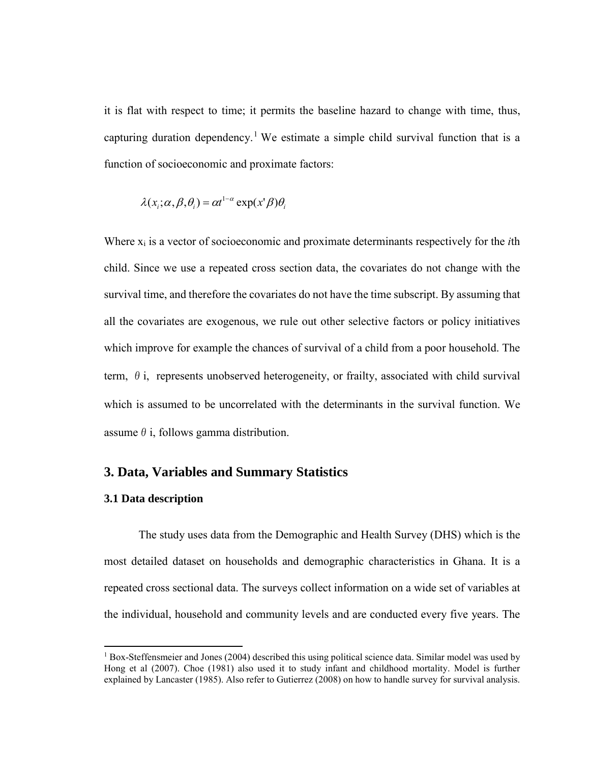it is flat with respect to time; it permits the baseline hazard to change with time, thus, capturing duration dependency.[1] We estimate a simple child survival function that is a function of socioeconomic and proximate factors:

$$\lambda(x_i;\alpha,\beta,\theta_i) = \alpha t^{1-\alpha}\exp(x'\beta)\theta_i$$

Where $x_i$ is a vector of socioeconomic and proximate determinants respectively for the *i*th child. Since we use a repeated cross section data, the covariates do not change with the survival time, and therefore the covariates do not have the time subscript. By assuming that all the covariates are exogenous, we rule out other selective factors or policy initiatives which improve for example the chances of survival of a child from a poor household. The term, $\theta$ i, represents unobserved heterogeneity, or frailty, associated with child survival which is assumed to be uncorrelated with the determinants in the survival function. We assume $\theta$ i, follows gamma distribution.

## 3. Data, Variables and Summary Statistics

### 3.1 Data description

The study uses data from the Demographic and Health Survey (DHS) which is the most detailed dataset on households and demographic characteristics in Ghana. It is a repeated cross sectional data. The surveys collect information on a wide set of variables at the individual, household and community levels and are conducted every five years. The

[1] Box-Steffensmeier and Jones (2004) described this using political science data. Similar model was used by Hong et al (2007). Choe (1981) also used it to study infant and childhood mortality. Model is further explained by Lancaster (1985). Also refer to Gutierrez (2008) on how to handle survey for survival analysis.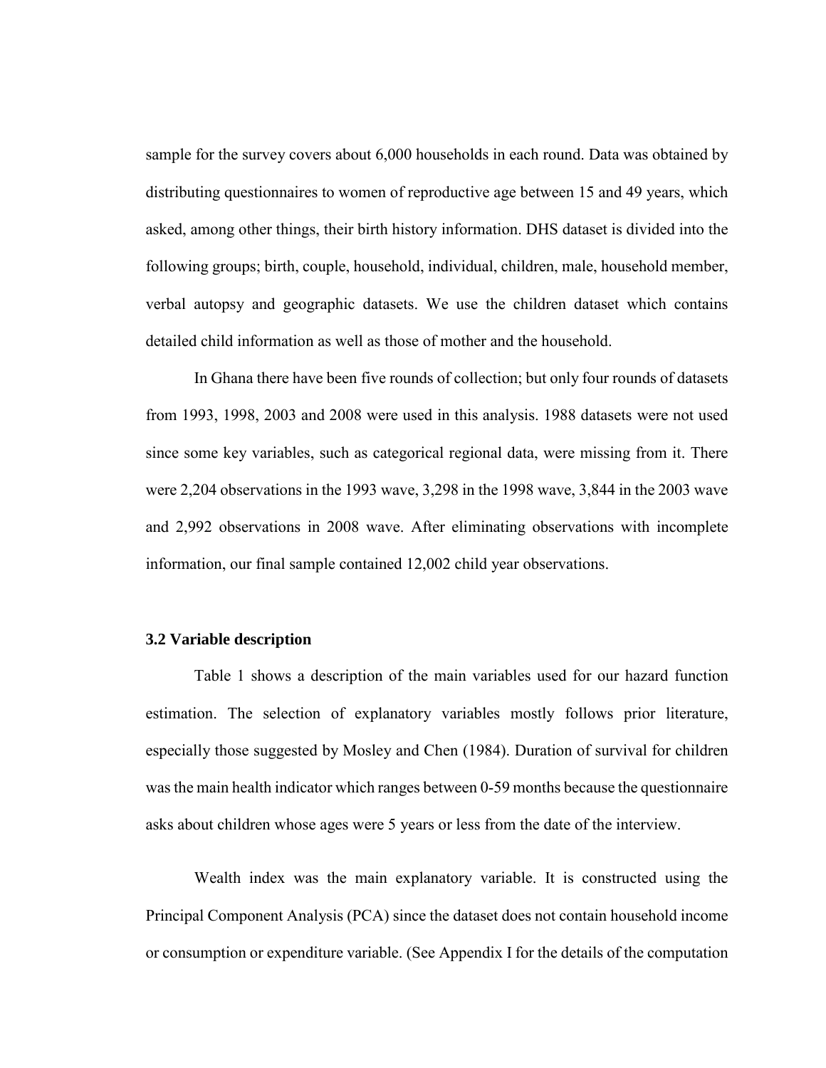sample for the survey covers about 6,000 households in each round. Data was obtained by distributing questionnaires to women of reproductive age between 15 and 49 years, which asked, among other things, their birth history information. DHS dataset is divided into the following groups; birth, couple, household, individual, children, male, household member, verbal autopsy and geographic datasets. We use the children dataset which contains detailed child information as well as those of mother and the household.

In Ghana there have been five rounds of collection; but only four rounds of datasets from 1993, 1998, 2003 and 2008 were used in this analysis. 1988 datasets were not used since some key variables, such as categorical regional data, were missing from it. There were 2,204 observations in the 1993 wave, 3,298 in the 1998 wave, 3,844 in the 2003 wave and 2,992 observations in 2008 wave. After eliminating observations with incomplete information, our final sample contained 12,002 child year observations.

### 3.2 Variable description

Table 1 shows a description of the main variables used for our hazard function estimation. The selection of explanatory variables mostly follows prior literature, especially those suggested by Mosley and Chen (1984). Duration of survival for children was the main health indicator which ranges between 0-59 months because the questionnaire asks about children whose ages were 5 years or less from the date of the interview.

Wealth index was the main explanatory variable. It is constructed using the Principal Component Analysis (PCA) since the dataset does not contain household income or consumption or expenditure variable. (See Appendix I for the details of the computation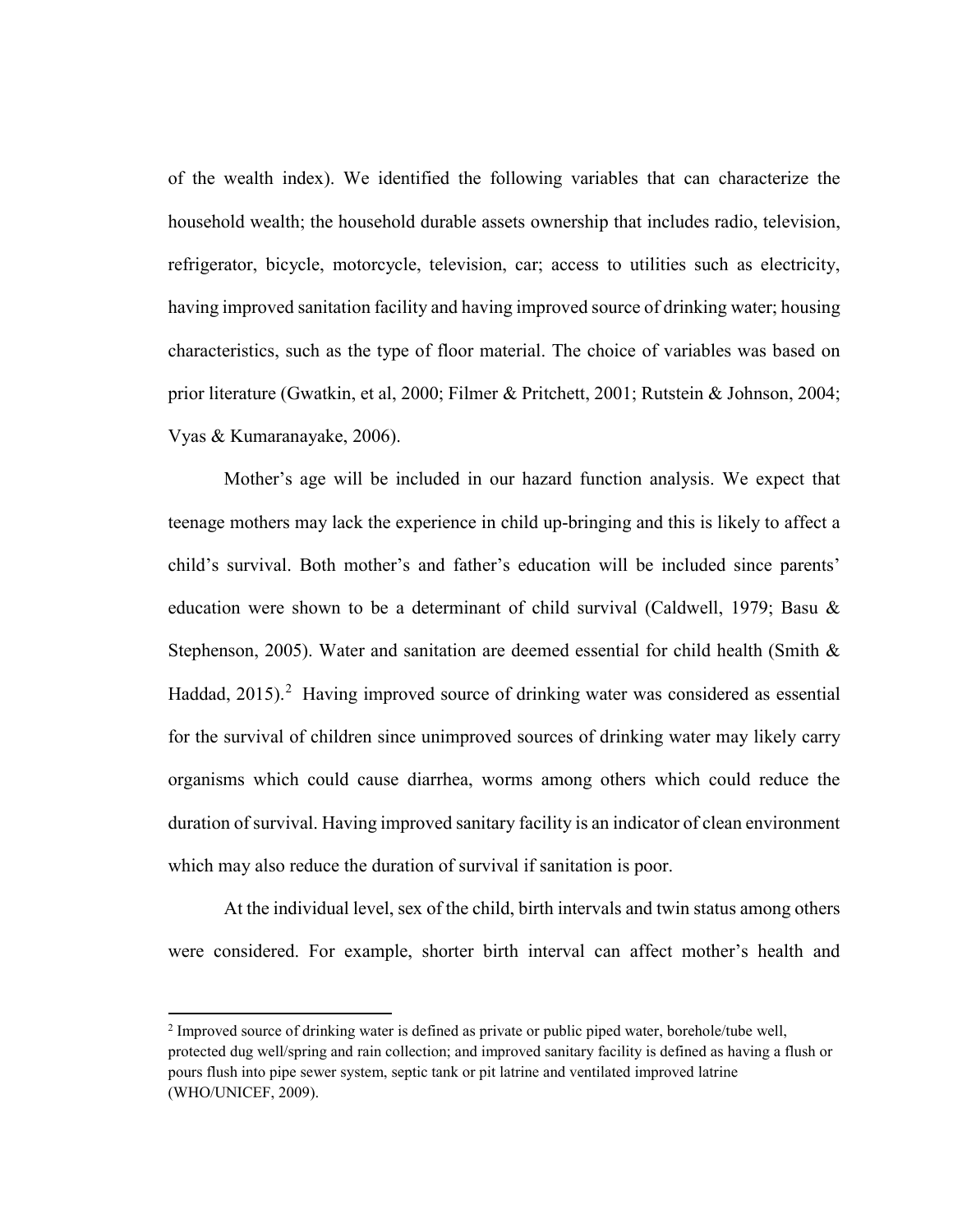of the wealth index). We identified the following variables that can characterize the household wealth; the household durable assets ownership that includes radio, television, refrigerator, bicycle, motorcycle, television, car; access to utilities such as electricity, having improved sanitation facility and having improved source of drinking water; housing characteristics, such as the type of floor material. The choice of variables was based on prior literature (Gwatkin, et al, 2000; Filmer & Pritchett, 2001; Rutstein & Johnson, 2004; Vyas & Kumaranayake, 2006).

Mother's age will be included in our hazard function analysis. We expect that teenage mothers may lack the experience in child up-bringing and this is likely to affect a child's survival. Both mother's and father's education will be included since parents' education were shown to be a determinant of child survival (Caldwell, 1979; Basu & Stephenson, 2005). Water and sanitation are deemed essential for child health (Smith & Haddad, 2015).[2] Having improved source of drinking water was considered as essential for the survival of children since unimproved sources of drinking water may likely carry organisms which could cause diarrhea, worms among others which could reduce the duration of survival. Having improved sanitary facility is an indicator of clean environment which may also reduce the duration of survival if sanitation is poor.

At the individual level, sex of the child, birth intervals and twin status among others were considered. For example, shorter birth interval can affect mother's health and

---

[2] Improved source of drinking water is defined as private or public piped water, borehole/tube well, protected dug well/spring and rain collection; and improved sanitary facility is defined as having a flush or pours flush into pipe sewer system, septic tank or pit latrine and ventilated improved latrine (WHO/UNICEF, 2009).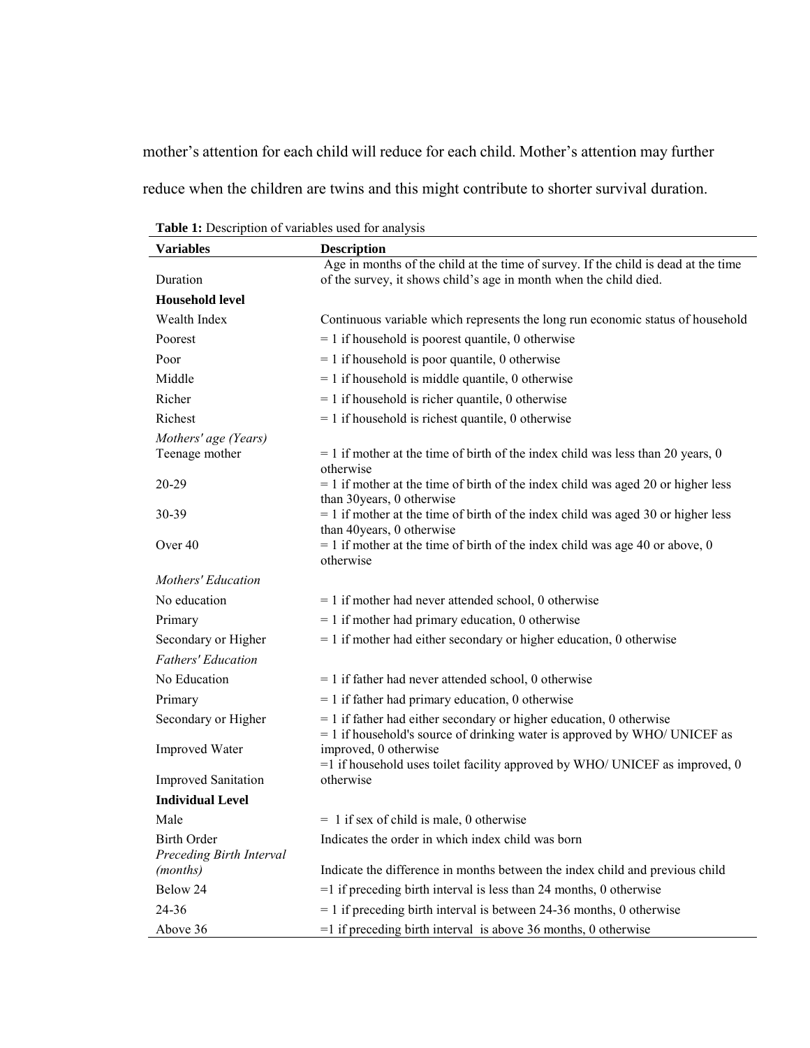mother's attention for each child will reduce for each child. Mother's attention may further reduce when the children are twins and this might contribute to shorter survival duration.

**Table 1:** Description of variables used for analysis

| Variables | Description |
|---|---|
| Duration | Age in months of the child at the time of survey. If the child is dead at the time of the survey, it shows child's age in month when the child died. |
| **Household level** | |
| Wealth Index | Continuous variable which represents the long run economic status of household |
| Poorest | = 1 if household is poorest quantile, 0 otherwise |
| Poor | = 1 if household is poor quantile, 0 otherwise |
| Middle | = 1 if household is middle quantile, 0 otherwise |
| Richer | = 1 if household is richer quantile, 0 otherwise |
| Richest | = 1 if household is richest quantile, 0 otherwise |
| *Mothers' age (Years)* | |
| Teenage mother | = 1 if mother at the time of birth of the index child was less than 20 years, 0 otherwise |
| 20-29 | = 1 if mother at the time of birth of the index child was aged 20 or higher less than 30years, 0 otherwise |
| 30-39 | = 1 if mother at the time of birth of the index child was aged 30 or higher less than 40years, 0 otherwise |
| Over 40 | = 1 if mother at the time of birth of the index child was age 40 or above, 0 otherwise |
| *Mothers' Education* | |
| No education | = 1 if mother had never attended school, 0 otherwise |
| Primary | = 1 if mother had primary education, 0 otherwise |
| Secondary or Higher | = 1 if mother had either secondary or higher education, 0 otherwise |
| *Fathers' Education* | |
| No Education | = 1 if father had never attended school, 0 otherwise |
| Primary | = 1 if father had primary education, 0 otherwise |
| Secondary or Higher | = 1 if father had either secondary or higher education, 0 otherwise |
| Improved Water | = 1 if household's source of drinking water is approved by WHO/ UNICEF as improved, 0 otherwise |
| Improved Sanitation | =1 if household uses toilet facility approved by WHO/ UNICEF as improved, 0 otherwise |
| **Individual Level** | |
| Male | = 1 if sex of child is male, 0 otherwise |
| Birth Order | Indicates the order in which index child was born |
| *Preceding Birth Interval (months)* | Indicate the difference in months between the index child and previous child |
| Below 24 | =1 if preceding birth interval is less than 24 months, 0 otherwise |
| 24-36 | = 1 if preceding birth interval is between 24-36 months, 0 otherwise |
| Above 36 | =1 if preceding birth interval is above 36 months, 0 otherwise |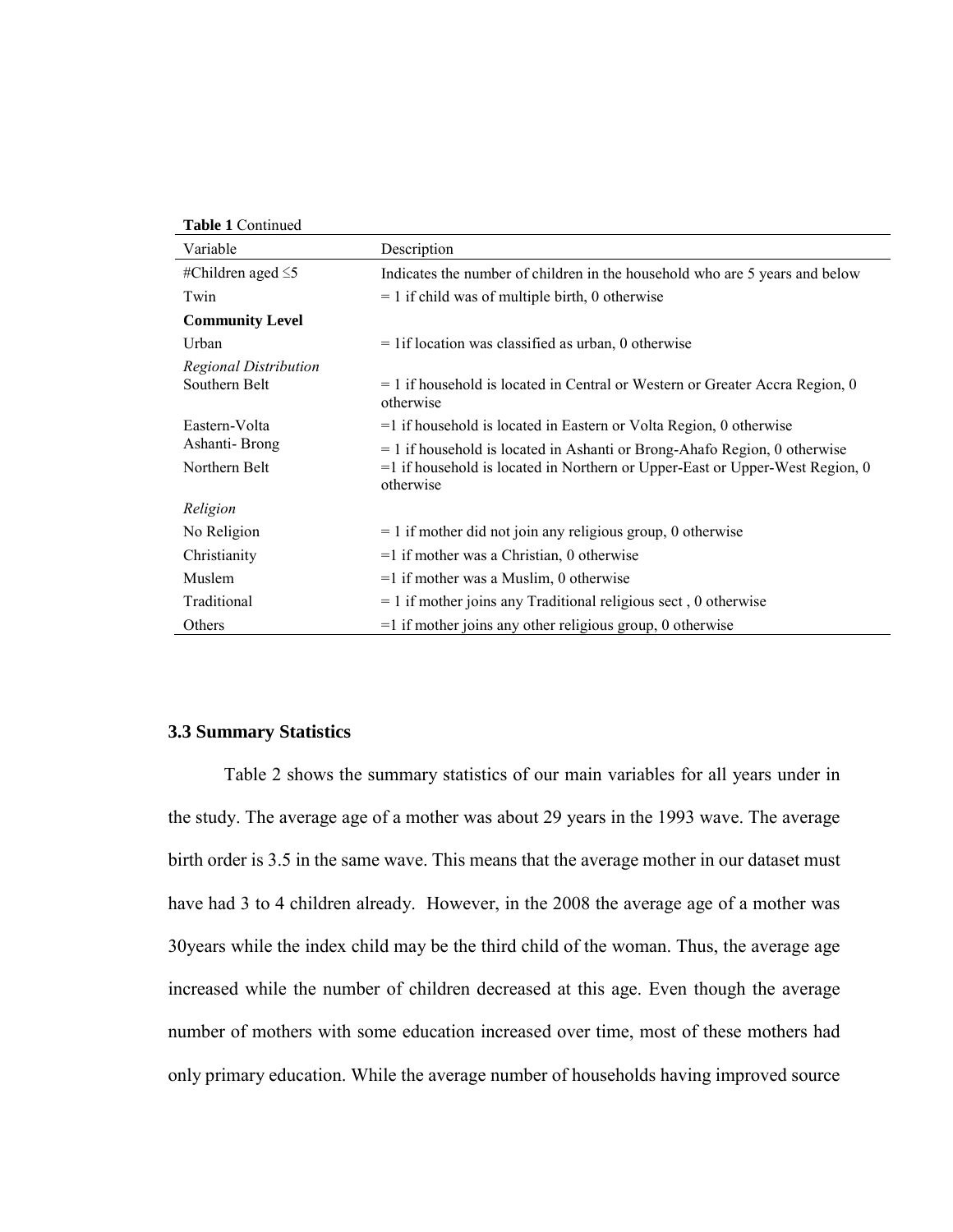**Table 1** Continued

| Variable | Description |
|---|---|
| #Children aged ≤5 | Indicates the number of children in the household who are 5 years and below |
| Twin | = 1 if child was of multiple birth, 0 otherwise |
| **Community Level** | |
| Urban | = 1if location was classified as urban, 0 otherwise |
| *Regional Distribution* | |
| Southern Belt | = 1 if household is located in Central or Western or Greater Accra Region, 0 otherwise |
| Eastern-Volta | =1 if household is located in Eastern or Volta Region, 0 otherwise |
| Ashanti- Brong | = 1 if household is located in Ashanti or Brong-Ahafo Region, 0 otherwise |
| Northern Belt | =1 if household is located in Northern or Upper-East or Upper-West Region, 0 otherwise |
| *Religion* | |
| No Religion | = 1 if mother did not join any religious group, 0 otherwise |
| Christianity | =1 if mother was a Christian, 0 otherwise |
| Muslem | =1 if mother was a Muslim, 0 otherwise |
| Traditional | = 1 if mother joins any Traditional religious sect , 0 otherwise |
| Others | =1 if mother joins any other religious group, 0 otherwise |

### 3.3 Summary Statistics

Table 2 shows the summary statistics of our main variables for all years under in the study. The average age of a mother was about 29 years in the 1993 wave. The average birth order is 3.5 in the same wave. This means that the average mother in our dataset must have had 3 to 4 children already. However, in the 2008 the average age of a mother was 30years while the index child may be the third child of the woman. Thus, the average age increased while the number of children decreased at this age. Even though the average number of mothers with some education increased over time, most of these mothers had only primary education. While the average number of households having improved source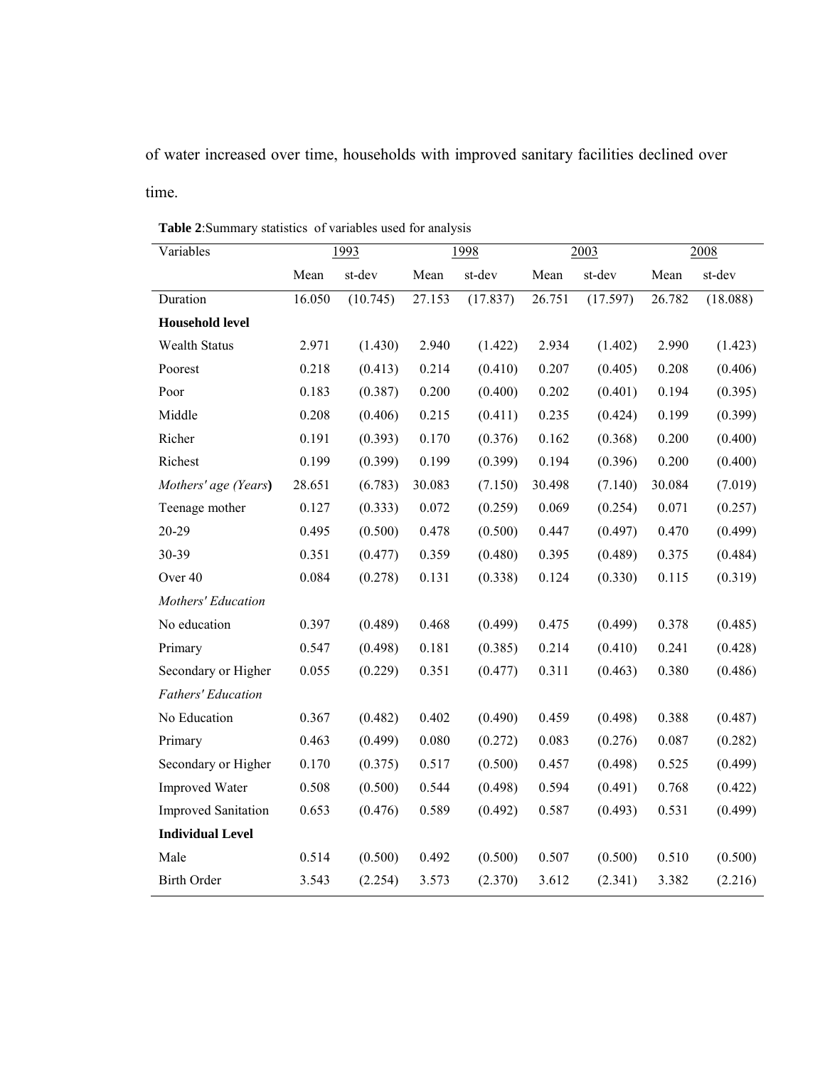of water increased over time, households with improved sanitary facilities declined over time.

**Table 2**:Summary statistics of variables used for analysis

| Variables | 1993 | | 1998 | | 2003 | | 2008 | |
|---|---|---|---|---|---|---|---|---|
| | Mean | st-dev | Mean | st-dev | Mean | st-dev | Mean | st-dev |
| Duration | 16.050 | (10.745) | 27.153 | (17.837) | 26.751 | (17.597) | 26.782 | (18.088) |
| **Household level** | | | | | | | | |
| Wealth Status | 2.971 | (1.430) | 2.940 | (1.422) | 2.934 | (1.402) | 2.990 | (1.423) |
| Poorest | 0.218 | (0.413) | 0.214 | (0.410) | 0.207 | (0.405) | 0.208 | (0.406) |
| Poor | 0.183 | (0.387) | 0.200 | (0.400) | 0.202 | (0.401) | 0.194 | (0.395) |
| Middle | 0.208 | (0.406) | 0.215 | (0.411) | 0.235 | (0.424) | 0.199 | (0.399) |
| Richer | 0.191 | (0.393) | 0.170 | (0.376) | 0.162 | (0.368) | 0.200 | (0.400) |
| Richest | 0.199 | (0.399) | 0.199 | (0.399) | 0.194 | (0.396) | 0.200 | (0.400) |
| *Mothers' age (Years*) | 28.651 | (6.783) | 30.083 | (7.150) | 30.498 | (7.140) | 30.084 | (7.019) |
| Teenage mother | 0.127 | (0.333) | 0.072 | (0.259) | 0.069 | (0.254) | 0.071 | (0.257) |
| 20-29 | 0.495 | (0.500) | 0.478 | (0.500) | 0.447 | (0.497) | 0.470 | (0.499) |
| 30-39 | 0.351 | (0.477) | 0.359 | (0.480) | 0.395 | (0.489) | 0.375 | (0.484) |
| Over 40 | 0.084 | (0.278) | 0.131 | (0.338) | 0.124 | (0.330) | 0.115 | (0.319) |
| *Mothers' Education* | | | | | | | | |
| No education | 0.397 | (0.489) | 0.468 | (0.499) | 0.475 | (0.499) | 0.378 | (0.485) |
| Primary | 0.547 | (0.498) | 0.181 | (0.385) | 0.214 | (0.410) | 0.241 | (0.428) |
| Secondary or Higher | 0.055 | (0.229) | 0.351 | (0.477) | 0.311 | (0.463) | 0.380 | (0.486) |
| *Fathers' Education* | | | | | | | | |
| No Education | 0.367 | (0.482) | 0.402 | (0.490) | 0.459 | (0.498) | 0.388 | (0.487) |
| Primary | 0.463 | (0.499) | 0.080 | (0.272) | 0.083 | (0.276) | 0.087 | (0.282) |
| Secondary or Higher | 0.170 | (0.375) | 0.517 | (0.500) | 0.457 | (0.498) | 0.525 | (0.499) |
| Improved Water | 0.508 | (0.500) | 0.544 | (0.498) | 0.594 | (0.491) | 0.768 | (0.422) |
| Improved Sanitation | 0.653 | (0.476) | 0.589 | (0.492) | 0.587 | (0.493) | 0.531 | (0.499) |
| **Individual Level** | | | | | | | | |
| Male | 0.514 | (0.500) | 0.492 | (0.500) | 0.507 | (0.500) | 0.510 | (0.500) |
| Birth Order | 3.543 | (2.254) | 3.573 | (2.370) | 3.612 | (2.341) | 3.382 | (2.216) |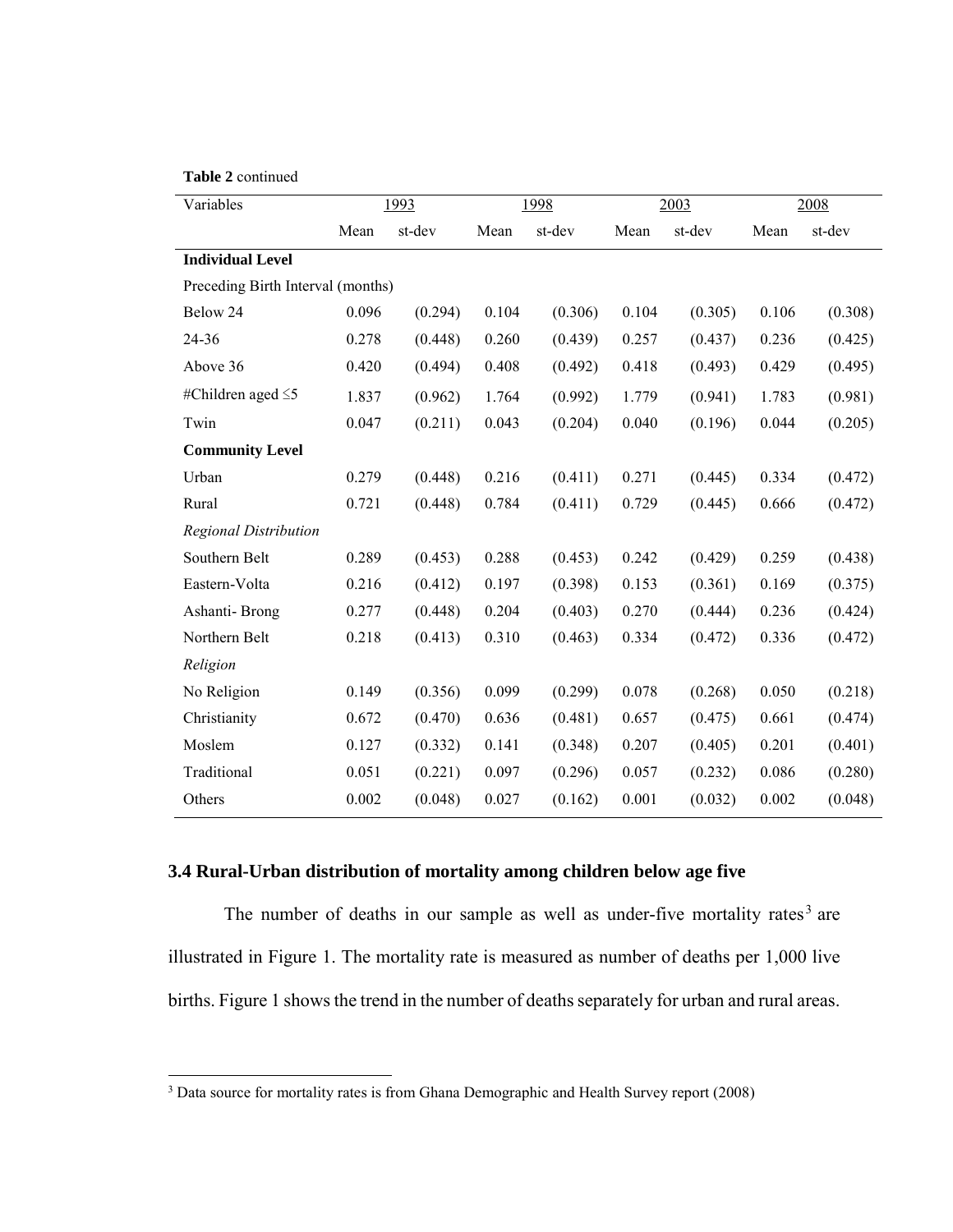**Table 2** continued

| Variables | 1993 | | 1998 | | 2003 | | 2008 | |
|---|---|---|---|---|---|---|---|---|
| | Mean | st-dev | Mean | st-dev | Mean | st-dev | Mean | st-dev |
| **Individual Level** | | | | | | | | |
| Preceding Birth Interval (months) | | | | | | | | |
| Below 24 | 0.096 | (0.294) | 0.104 | (0.306) | 0.104 | (0.305) | 0.106 | (0.308) |
| 24-36 | 0.278 | (0.448) | 0.260 | (0.439) | 0.257 | (0.437) | 0.236 | (0.425) |
| Above 36 | 0.420 | (0.494) | 0.408 | (0.492) | 0.418 | (0.493) | 0.429 | (0.495) |
| #Children aged ≤5 | 1.837 | (0.962) | 1.764 | (0.992) | 1.779 | (0.941) | 1.783 | (0.981) |
| Twin | 0.047 | (0.211) | 0.043 | (0.204) | 0.040 | (0.196) | 0.044 | (0.205) |
| **Community Level** | | | | | | | | |
| Urban | 0.279 | (0.448) | 0.216 | (0.411) | 0.271 | (0.445) | 0.334 | (0.472) |
| Rural | 0.721 | (0.448) | 0.784 | (0.411) | 0.729 | (0.445) | 0.666 | (0.472) |
| *Regional Distribution* | | | | | | | | |
| Southern Belt | 0.289 | (0.453) | 0.288 | (0.453) | 0.242 | (0.429) | 0.259 | (0.438) |
| Eastern-Volta | 0.216 | (0.412) | 0.197 | (0.398) | 0.153 | (0.361) | 0.169 | (0.375) |
| Ashanti- Brong | 0.277 | (0.448) | 0.204 | (0.403) | 0.270 | (0.444) | 0.236 | (0.424) |
| Northern Belt | 0.218 | (0.413) | 0.310 | (0.463) | 0.334 | (0.472) | 0.336 | (0.472) |
| *Religion* | | | | | | | | |
| No Religion | 0.149 | (0.356) | 0.099 | (0.299) | 0.078 | (0.268) | 0.050 | (0.218) |
| Christianity | 0.672 | (0.470) | 0.636 | (0.481) | 0.657 | (0.475) | 0.661 | (0.474) |
| Moslem | 0.127 | (0.332) | 0.141 | (0.348) | 0.207 | (0.405) | 0.201 | (0.401) |
| Traditional | 0.051 | (0.221) | 0.097 | (0.296) | 0.057 | (0.232) | 0.086 | (0.280) |
| Others | 0.002 | (0.048) | 0.027 | (0.162) | 0.001 | (0.032) | 0.002 | (0.048) |

### 3.4 Rural-Urban distribution of mortality among children below age five

The number of deaths in our sample as well as under-five mortality rates[3] are illustrated in Figure 1. The mortality rate is measured as number of deaths per 1,000 live births. Figure 1 shows the trend in the number of deaths separately for urban and rural areas.

[3] Data source for mortality rates is from Ghana Demographic and Health Survey report (2008)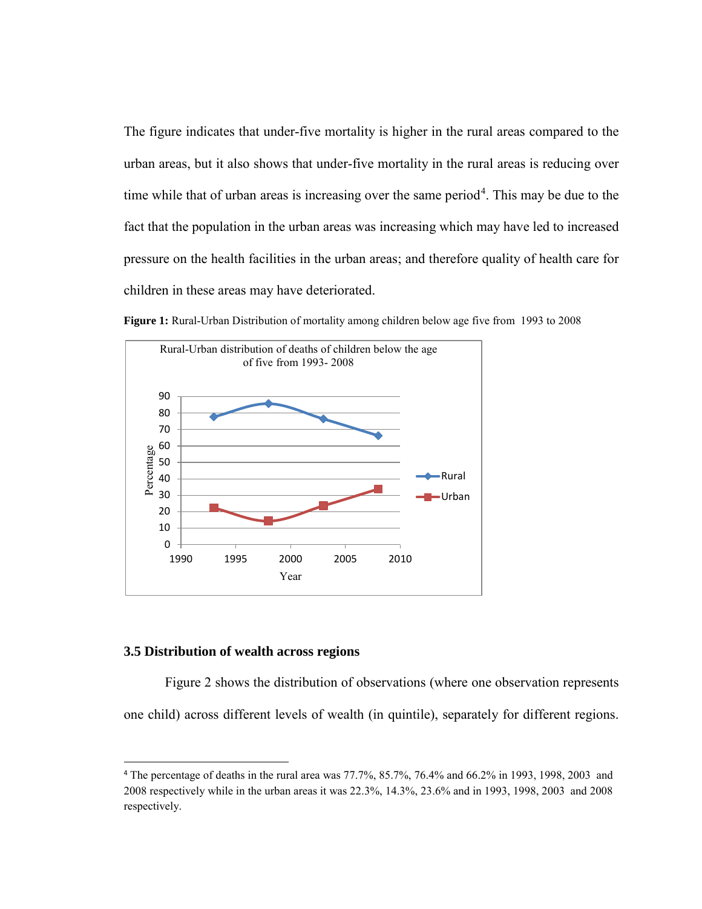The figure indicates that under-five mortality is higher in the rural areas compared to the urban areas, but it also shows that under-five mortality in the rural areas is reducing over time while that of urban areas is increasing over the same period[4]. This may be due to the fact that the population in the urban areas was increasing which may have led to increased pressure on the health facilities in the urban areas; and therefore quality of health care for children in these areas may have deteriorated.

**Figure 1:** Rural-Urban Distribution of mortality among children below age five from 1993 to 2008

### 3.5 Distribution of wealth across regions

Figure 2 shows the distribution of observations (where one observation represents one child) across different levels of wealth (in quintile), separately for different regions.

---

[4] The percentage of deaths in the rural area was 77.7%, 85.7%, 76.4% and 66.2% in 1993, 1998, 2003 and 2008 respectively while in the urban areas it was 22.3%, 14.3%, 23.6% and in 1993, 1998, 2003 and 2008 respectively.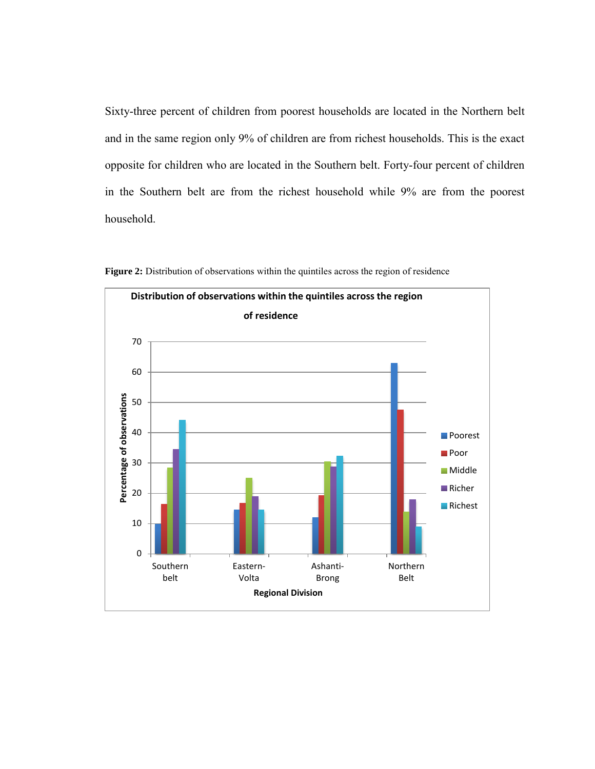Sixty-three percent of children from poorest households are located in the Northern belt and in the same region only 9% of children are from richest households. This is the exact opposite for children who are located in the Southern belt. Forty-four percent of children in the Southern belt are from the richest household while 9% are from the poorest household.

**Figure 2:** Distribution of observations within the quintiles across the region of residence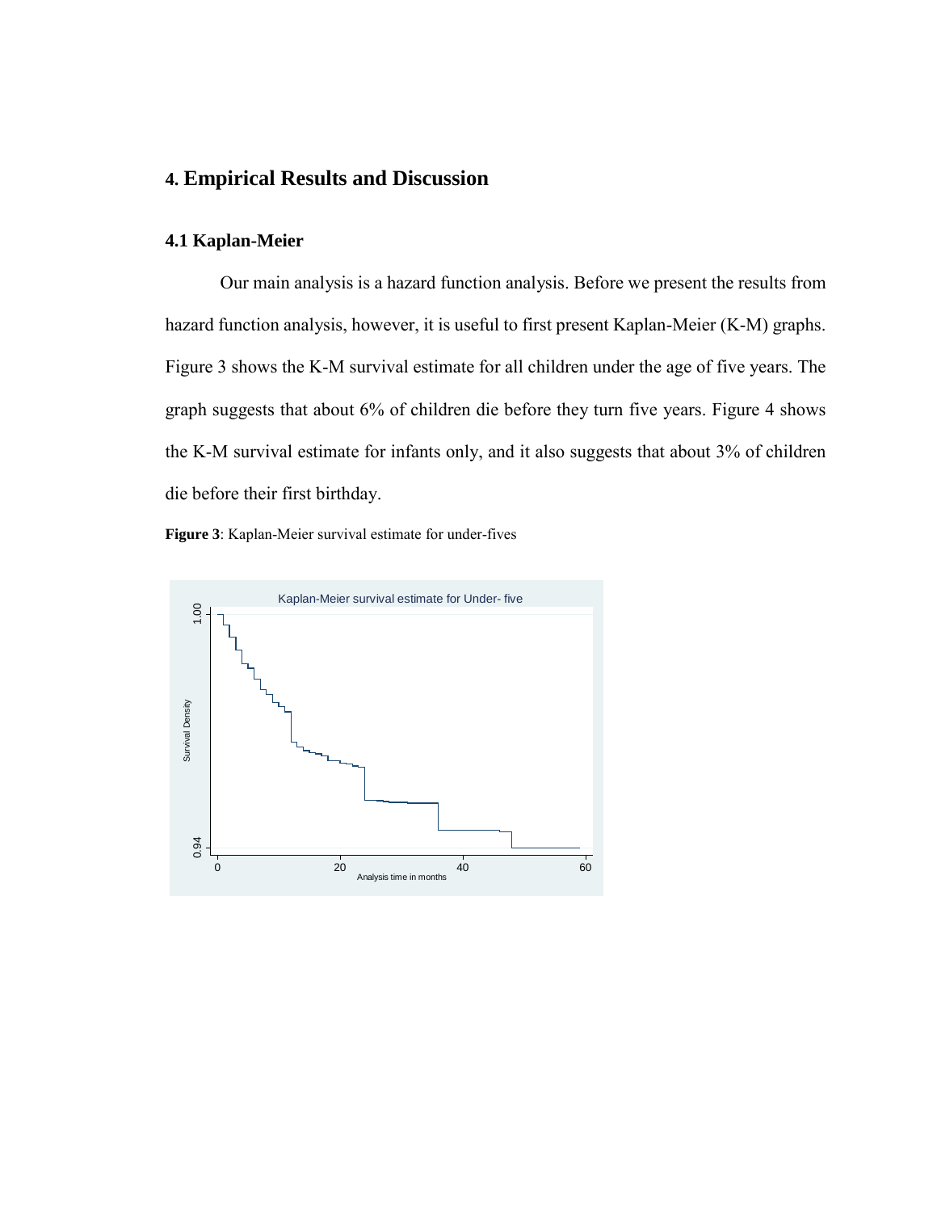# 4. Empirical Results and Discussion

## 4.1 Kaplan-Meier

Our main analysis is a hazard function analysis. Before we present the results from hazard function analysis, however, it is useful to first present Kaplan-Meier (K-M) graphs. Figure 3 shows the K-M survival estimate for all children under the age of five years. The graph suggests that about 6% of children die before they turn five years. Figure 4 shows the K-M survival estimate for infants only, and it also suggests that about 3% of children die before their first birthday.

**Figure 3**: Kaplan-Meier survival estimate for under-fives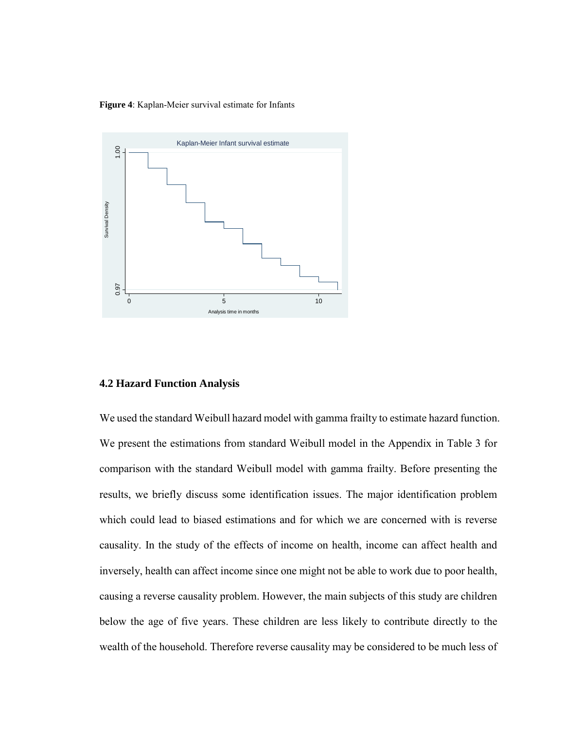**Figure 4**: Kaplan-Meier survival estimate for Infants

## 4.2 Hazard Function Analysis

We used the standard Weibull hazard model with gamma frailty to estimate hazard function. We present the estimations from standard Weibull model in the Appendix in Table 3 for comparison with the standard Weibull model with gamma frailty. Before presenting the results, we briefly discuss some identification issues. The major identification problem which could lead to biased estimations and for which we are concerned with is reverse causality. In the study of the effects of income on health, income can affect health and inversely, health can affect income since one might not be able to work due to poor health, causing a reverse causality problem. However, the main subjects of this study are children below the age of five years. These children are less likely to contribute directly to the wealth of the household. Therefore reverse causality may be considered to be much less of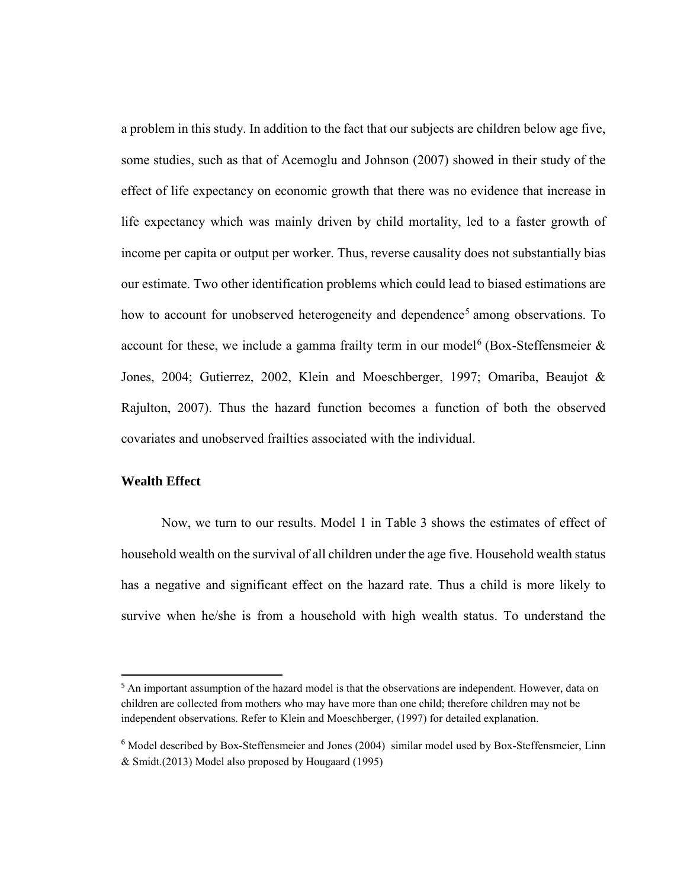a problem in this study. In addition to the fact that our subjects are children below age five, some studies, such as that of Acemoglu and Johnson (2007) showed in their study of the effect of life expectancy on economic growth that there was no evidence that increase in life expectancy which was mainly driven by child mortality, led to a faster growth of income per capita or output per worker. Thus, reverse causality does not substantially bias our estimate. Two other identification problems which could lead to biased estimations are how to account for unobserved heterogeneity and dependence[5] among observations. To account for these, we include a gamma frailty term in our model[6] (Box-Steffensmeier & Jones, 2004; Gutierrez, 2002, Klein and Moeschberger, 1997; Omariba, Beaujot & Rajulton, 2007). Thus the hazard function becomes a function of both the observed covariates and unobserved frailties associated with the individual.

**Wealth Effect**

Now, we turn to our results. Model 1 in Table 3 shows the estimates of effect of household wealth on the survival of all children under the age five. Household wealth status has a negative and significant effect on the hazard rate. Thus a child is more likely to survive when he/she is from a household with high wealth status. To understand the

---

[5] An important assumption of the hazard model is that the observations are independent. However, data on children are collected from mothers who may have more than one child; therefore children may not be independent observations. Refer to Klein and Moeschberger, (1997) for detailed explanation.

[6] Model described by Box-Steffensmeier and Jones (2004) similar model used by Box-Steffensmeier, Linn & Smidt.(2013) Model also proposed by Hougaard (1995)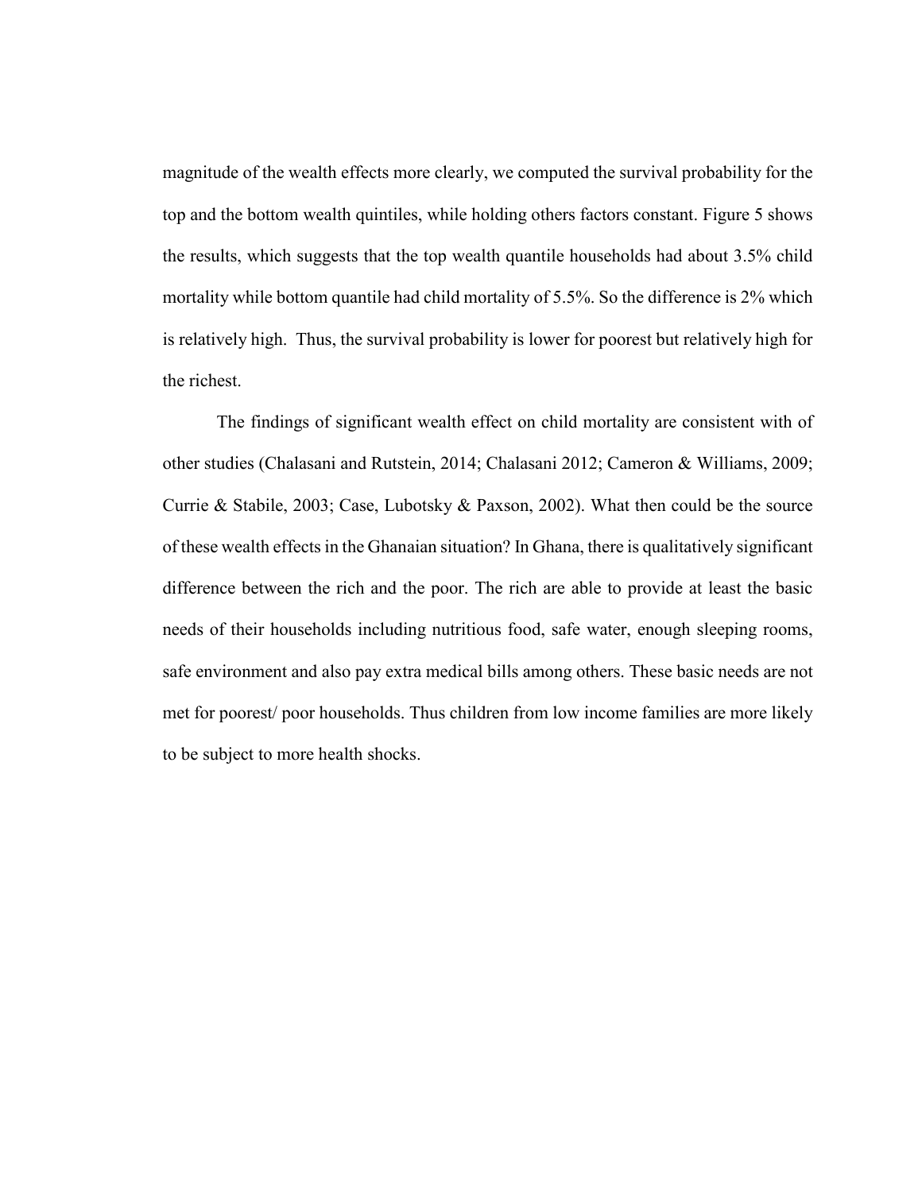magnitude of the wealth effects more clearly, we computed the survival probability for the top and the bottom wealth quintiles, while holding others factors constant. Figure 5 shows the results, which suggests that the top wealth quantile households had about 3.5% child mortality while bottom quantile had child mortality of 5.5%. So the difference is 2% which is relatively high. Thus, the survival probability is lower for poorest but relatively high for the richest.

The findings of significant wealth effect on child mortality are consistent with of other studies (Chalasani and Rutstein, 2014; Chalasani 2012; Cameron & Williams, 2009; Currie & Stabile, 2003; Case, Lubotsky & Paxson, 2002). What then could be the source of these wealth effects in the Ghanaian situation? In Ghana, there is qualitatively significant difference between the rich and the poor. The rich are able to provide at least the basic needs of their households including nutritious food, safe water, enough sleeping rooms, safe environment and also pay extra medical bills among others. These basic needs are not met for poorest/ poor households. Thus children from low income families are more likely to be subject to more health shocks.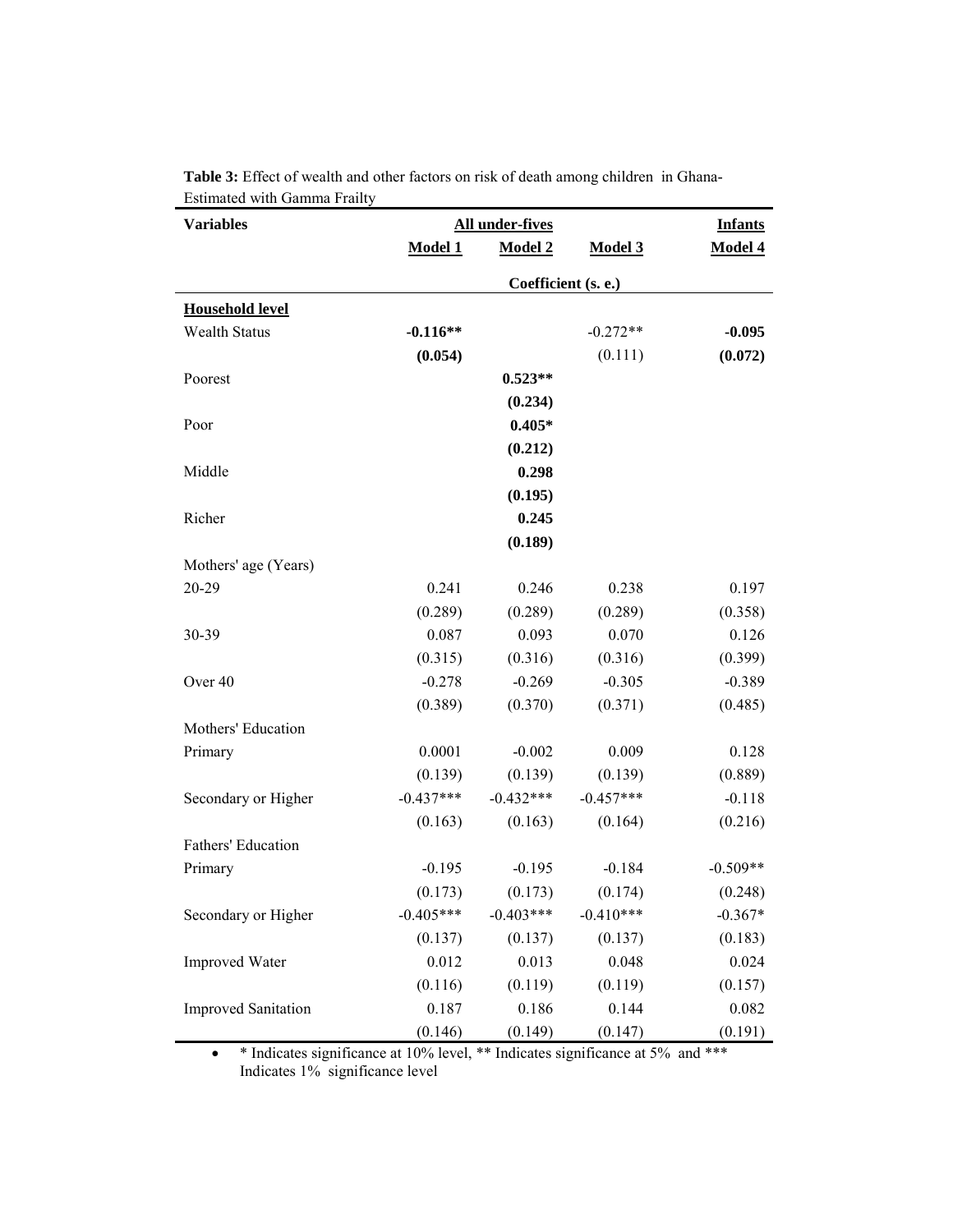**Table 3:** Effect of wealth and other factors on risk of death among children in Ghana-Estimated with Gamma Frailty

| Variables | All under-fives | | | Infants |
|---|---|---|---|---|
| | Model 1 | Model 2 | Model 3 | Model 4 |
| | Coefficient (s. e.) | | | |
| **Household level** | | | | |
| Wealth Status | **-0.116**** | | -0.272** | **-0.095** |
| | **(0.054)** | | (0.111) | **(0.072)** |
| Poorest | | **0.523**** | | |
| | | **(0.234)** | | |
| Poor | | **0.405*** | | |
| | | **(0.212)** | | |
| Middle | | **0.298** | | |
| | | **(0.195)** | | |
| Richer | | **0.245** | | |
| | | **(0.189)** | | |
| Mothers' age (Years) | | | | |
| 20-29 | 0.241 | 0.246 | 0.238 | 0.197 |
| | (0.289) | (0.289) | (0.289) | (0.358) |
| 30-39 | 0.087 | 0.093 | 0.070 | 0.126 |
| | (0.315) | (0.316) | (0.316) | (0.399) |
| Over 40 | -0.278 | -0.269 | -0.305 | -0.389 |
| | (0.389) | (0.370) | (0.371) | (0.485) |
| Mothers' Education | | | | |
| Primary | 0.0001 | -0.002 | 0.009 | 0.128 |
| | (0.139) | (0.139) | (0.139) | (0.889) |
| Secondary or Higher | -0.437*** | -0.432*** | -0.457*** | -0.118 |
| | (0.163) | (0.163) | (0.164) | (0.216) |
| Fathers' Education | | | | |
| Primary | -0.195 | -0.195 | -0.184 | -0.509** |
| | (0.173) | (0.173) | (0.174) | (0.248) |
| Secondary or Higher | -0.405*** | -0.403*** | -0.410*** | -0.367* |
| | (0.137) | (0.137) | (0.137) | (0.183) |
| Improved Water | 0.012 | 0.013 | 0.048 | 0.024 |
| | (0.116) | (0.119) | (0.119) | (0.157) |
| Improved Sanitation | 0.187 | 0.186 | 0.144 | 0.082 |
| | (0.146) | (0.149) | (0.147) | (0.191) |

- * Indicates significance at 10% level, ** Indicates significance at 5% and *** Indicates 1% significance level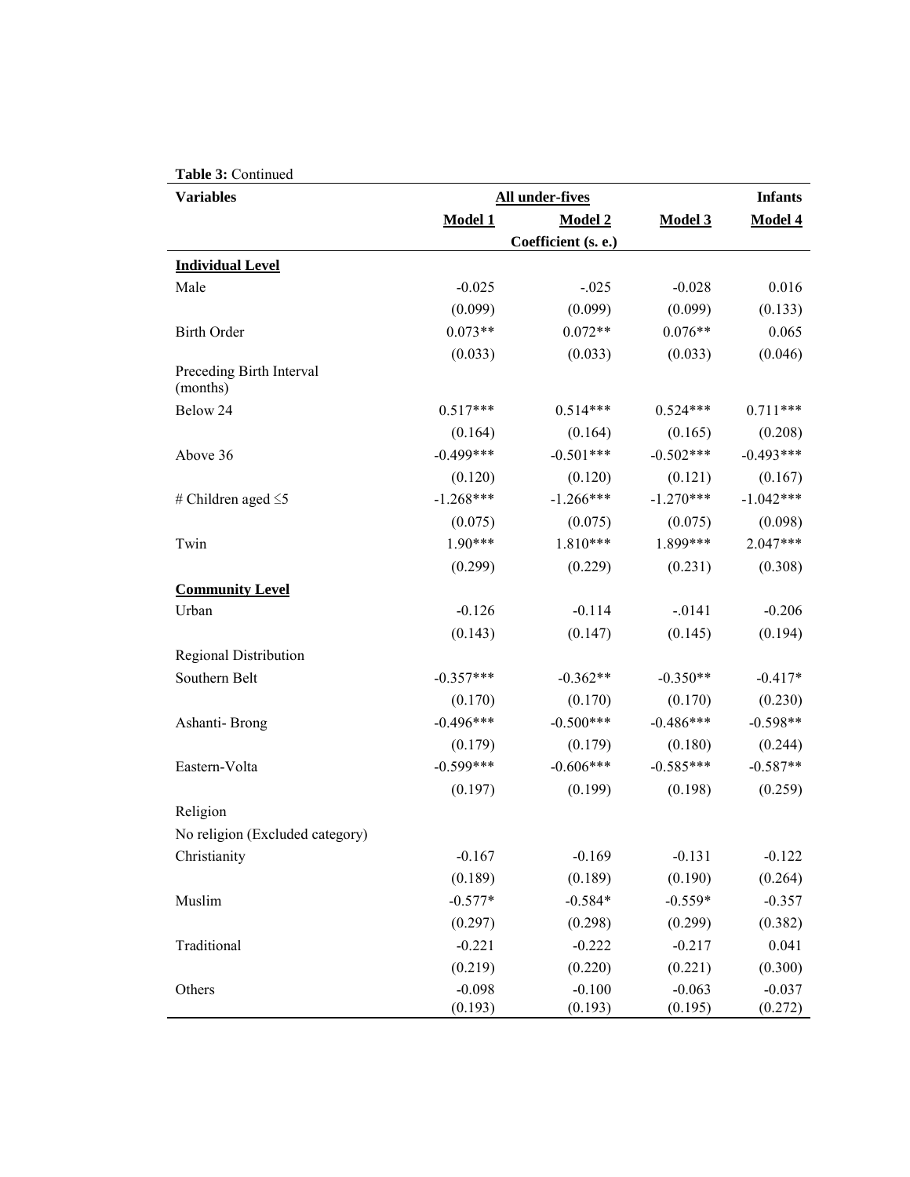**Table 3:** Continued

| Variables | All under-fives | | | Infants |
|---|---|---|---|---|
| | Model 1 | Model 2 | Model 3 | Model 4 |
| | Coefficient (s. e.) | | | |
| **Individual Level** | | | | |
| Male | -0.025 | -.025 | -0.028 | 0.016 |
| | (0.099) | (0.099) | (0.099) | (0.133) |
| Birth Order | 0.073** | 0.072** | 0.076** | 0.065 |
| | (0.033) | (0.033) | (0.033) | (0.046) |
| Preceding Birth Interval (months) | | | | |
| Below 24 | 0.517*** | 0.514*** | 0.524*** | 0.711*** |
| | (0.164) | (0.164) | (0.165) | (0.208) |
| Above 36 | -0.499*** | -0.501*** | -0.502*** | -0.493*** |
| | (0.120) | (0.120) | (0.121) | (0.167) |
| # Children aged ≤5 | -1.268*** | -1.266*** | -1.270*** | -1.042*** |
| | (0.075) | (0.075) | (0.075) | (0.098) |
| Twin | 1.90*** | 1.810*** | 1.899*** | 2.047*** |
| | (0.299) | (0.229) | (0.231) | (0.308) |
| **Community Level** | | | | |
| Urban | -0.126 | -0.114 | -.0141 | -0.206 |
| | (0.143) | (0.147) | (0.145) | (0.194) |
| Regional Distribution | | | | |
| Southern Belt | -0.357*** | -0.362** | -0.350** | -0.417* |
| | (0.170) | (0.170) | (0.170) | (0.230) |
| Ashanti- Brong | -0.496*** | -0.500*** | -0.486*** | -0.598** |
| | (0.179) | (0.179) | (0.180) | (0.244) |
| Eastern-Volta | -0.599*** | -0.606*** | -0.585*** | -0.587** |
| | (0.197) | (0.199) | (0.198) | (0.259) |
| Religion | | | | |
| No religion (Excluded category) | | | | |
| Christianity | -0.167 | -0.169 | -0.131 | -0.122 |
| | (0.189) | (0.189) | (0.190) | (0.264) |
| Muslim | -0.577* | -0.584* | -0.559* | -0.357 |
| | (0.297) | (0.298) | (0.299) | (0.382) |
| Traditional | -0.221 | -0.222 | -0.217 | 0.041 |
| | (0.219) | (0.220) | (0.221) | (0.300) |
| Others | -0.098 | -0.100 | -0.063 | -0.037 |
| | (0.193) | (0.193) | (0.195) | (0.272) |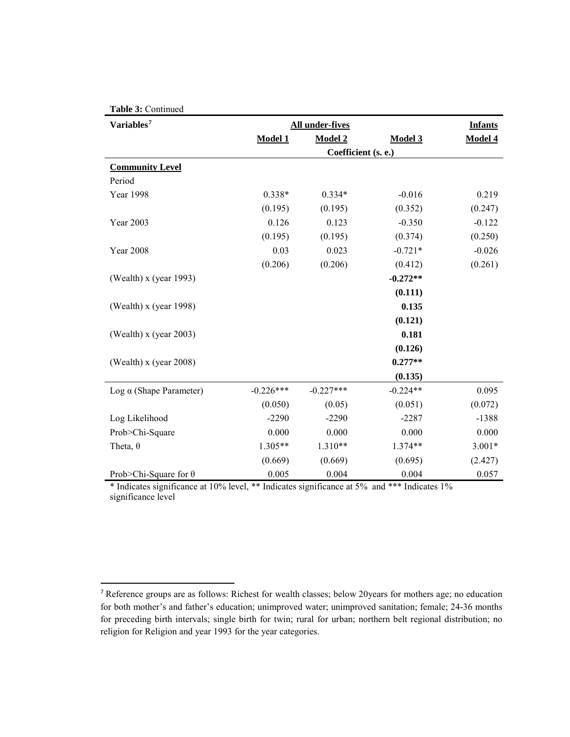**Table 3:** Continued

| Variables[7] | All under-fives | | | Infants |
|---|---|---|---|---|
| | **Model 1** | **Model 2** | **Model 3** | **Model 4** |
| | Coefficient (s. e.) | | | |
| **Community Level** | | | | |
| Period | | | | |
| Year 1998 | 0.338* | 0.334* | -0.016 | 0.219 |
| | (0.195) | (0.195) | (0.352) | (0.247) |
| Year 2003 | 0.126 | 0.123 | -0.350 | -0.122 |
| | (0.195) | (0.195) | (0.374) | (0.250) |
| Year 2008 | 0.03 | 0.023 | -0.721* | -0.026 |
| | (0.206) | (0.206) | (0.412) | (0.261) |
| (Wealth) x (year 1993) | | | **-0.272**** | |
| | | | **(0.111)** | |
| (Wealth) x (year 1998) | | | **0.135** | |
| | | | **(0.121)** | |
| (Wealth) x (year 2003) | | | **0.181** | |
| | | | **(0.126)** | |
| (Wealth) x (year 2008) | | | **0.277**** | |
| | | | **(0.135)** | |
| Log $\alpha$ (Shape Parameter) | -0.226*** | -0.227*** | -0.224** | 0.095 |
| | (0.050) | (0.05) | (0.051) | (0.072) |
| Log Likelihood | -2290 | -2290 | -2287 | -1388 |
| Prob>Chi-Square | 0.000 | 0.000 | 0.000 | 0.000 |
| Theta, $\theta$ | 1.305** | 1.310** | 1.374** | 3.001* |
| | (0.669) | (0.669) | (0.695) | (2.427) |
| Prob>Chi-Square for $\theta$ | 0.005 | 0.004 | 0.004 | 0.057 |

* Indicates significance at 10% level, ** Indicates significance at 5% and *** Indicates 1% significance level

[7] Reference groups are as follows: Richest for wealth classes; below 20years for mothers age; no education for both mother's and father's education; unimproved water; unimproved sanitation; female; 24-36 months for preceding birth intervals; single birth for twin; rural for urban; northern belt regional distribution; no religion for Religion and year 1993 for the year categories.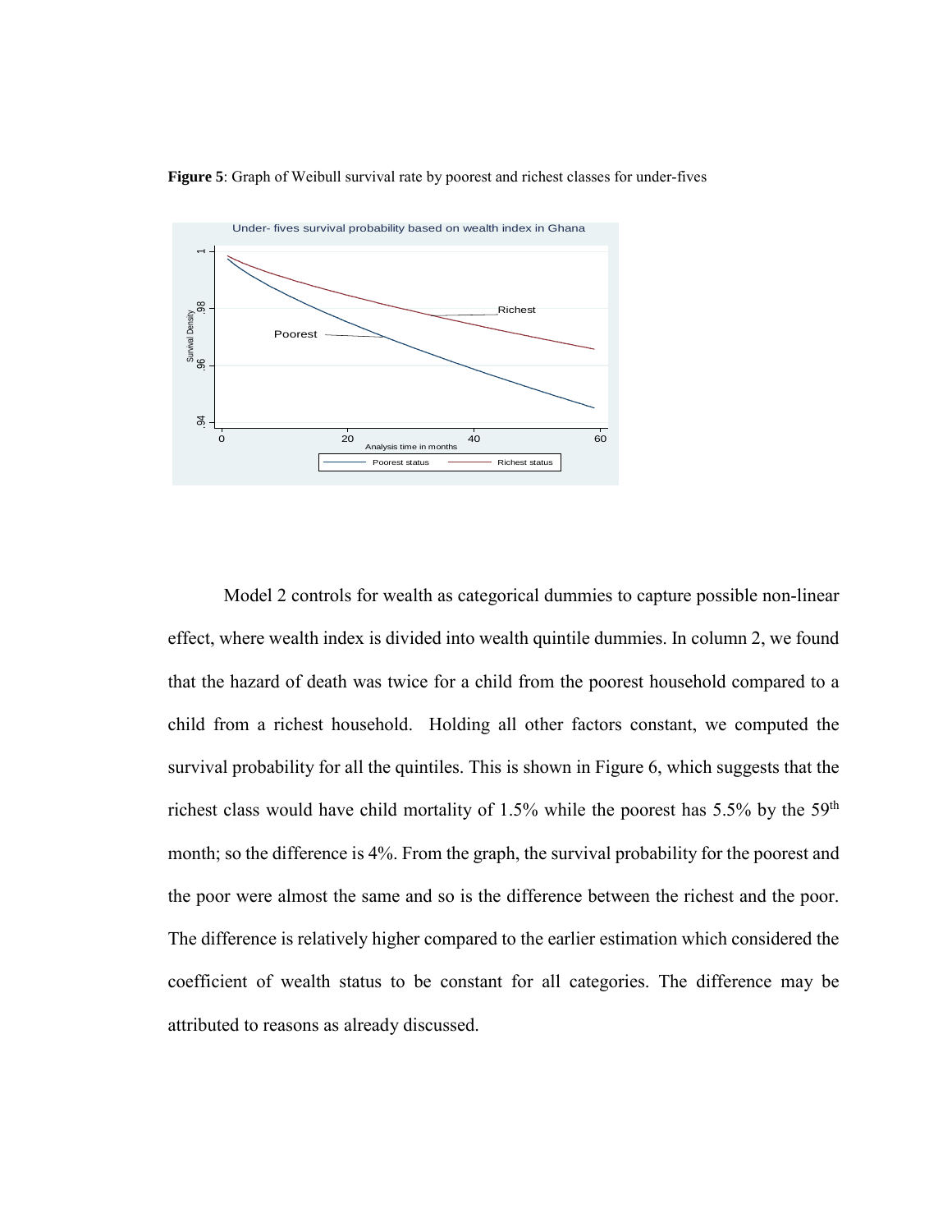**Figure 5**: Graph of Weibull survival rate by poorest and richest classes for under-fives

Model 2 controls for wealth as categorical dummies to capture possible non-linear effect, where wealth index is divided into wealth quintile dummies. In column 2, we found that the hazard of death was twice for a child from the poorest household compared to a child from a richest household. Holding all other factors constant, we computed the survival probability for all the quintiles. This is shown in Figure 6, which suggests that the richest class would have child mortality of 1.5% while the poorest has 5.5% by the 59th month; so the difference is 4%. From the graph, the survival probability for the poorest and the poor were almost the same and so is the difference between the richest and the poor. The difference is relatively higher compared to the earlier estimation which considered the coefficient of wealth status to be constant for all categories. The difference may be attributed to reasons as already discussed.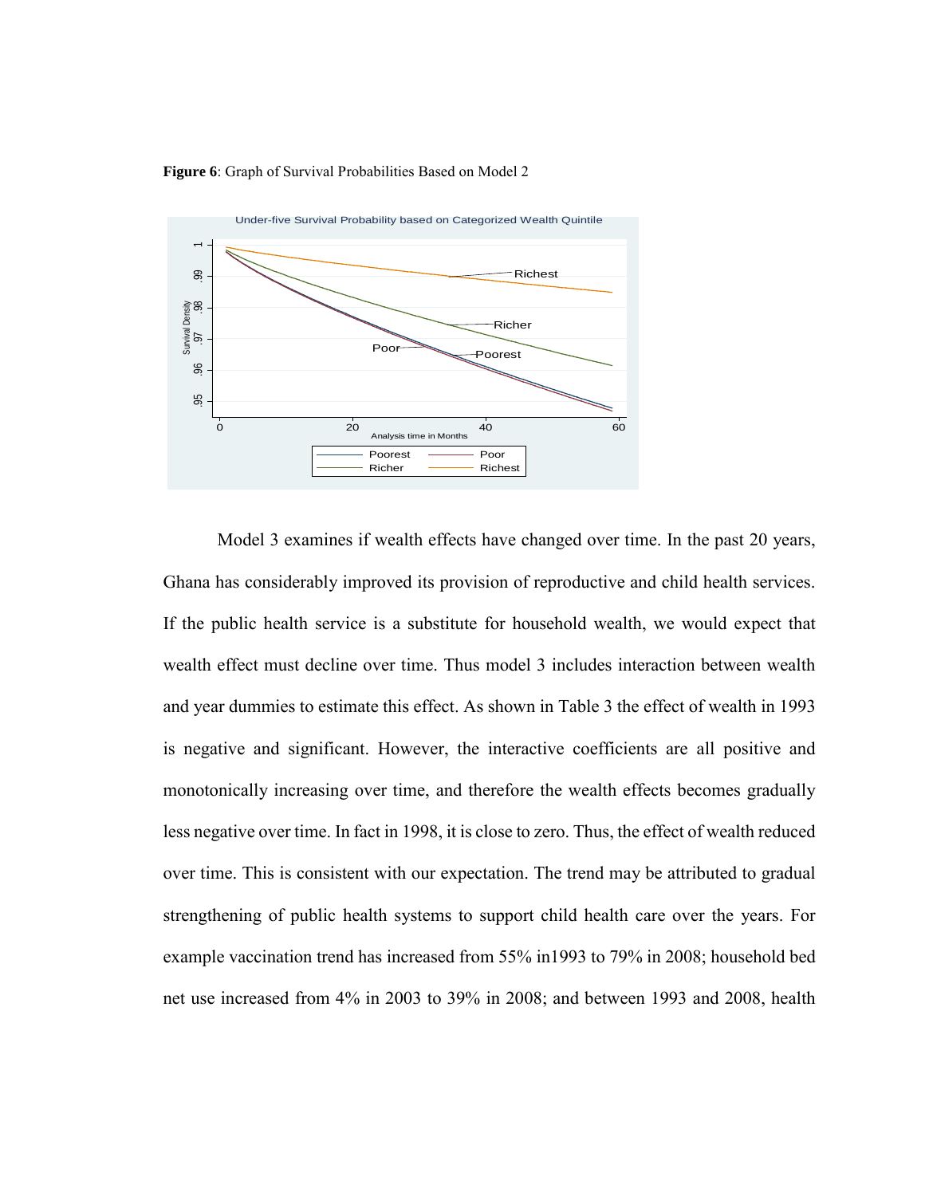**Figure 6**: Graph of Survival Probabilities Based on Model 2

Model 3 examines if wealth effects have changed over time. In the past 20 years, Ghana has considerably improved its provision of reproductive and child health services. If the public health service is a substitute for household wealth, we would expect that wealth effect must decline over time. Thus model 3 includes interaction between wealth and year dummies to estimate this effect. As shown in Table 3 the effect of wealth in 1993 is negative and significant. However, the interactive coefficients are all positive and monotonically increasing over time, and therefore the wealth effects becomes gradually less negative over time. In fact in 1998, it is close to zero. Thus, the effect of wealth reduced over time. This is consistent with our expectation. The trend may be attributed to gradual strengthening of public health systems to support child health care over the years. For example vaccination trend has increased from 55% in1993 to 79% in 2008; household bed net use increased from 4% in 2003 to 39% in 2008; and between 1993 and 2008, health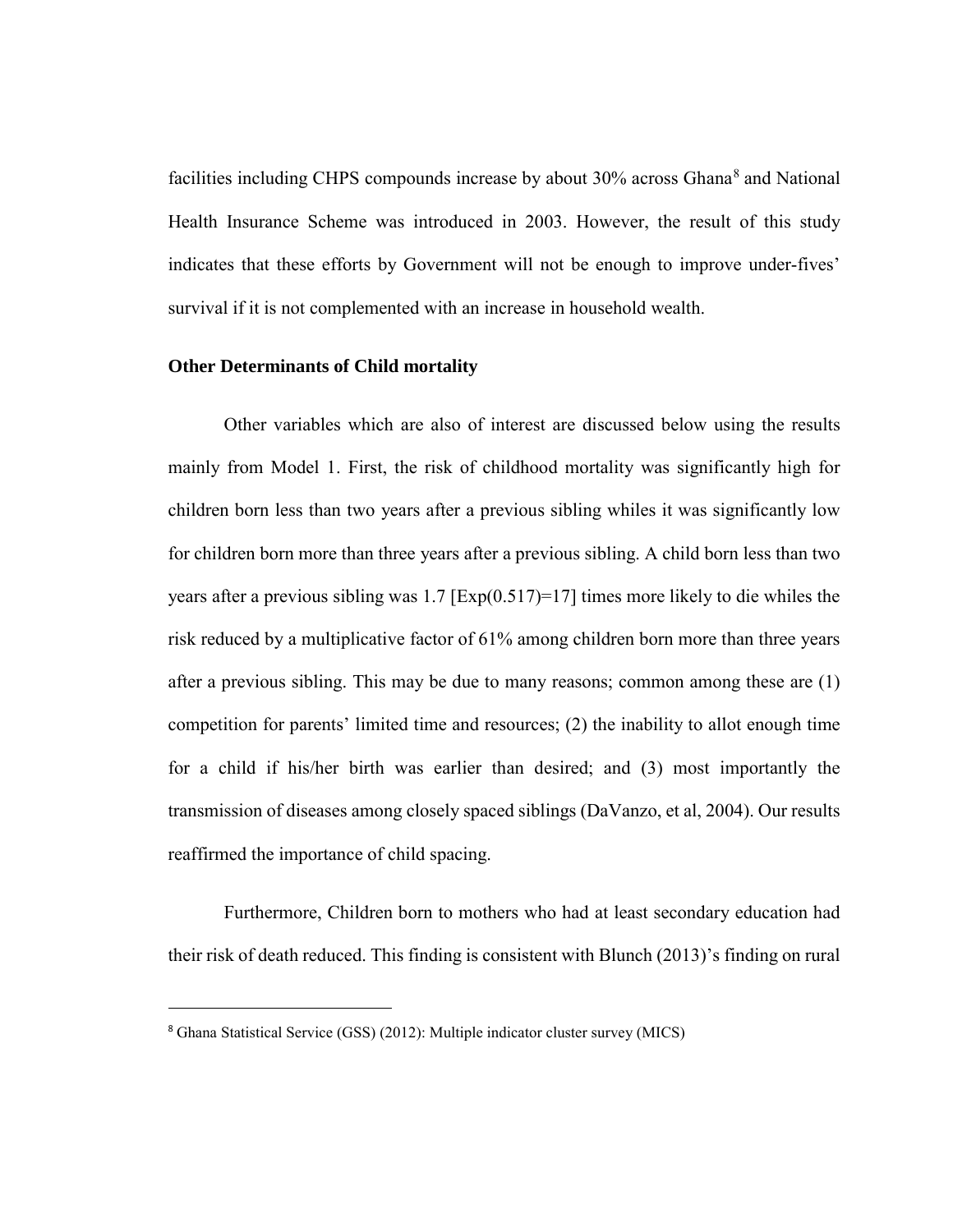facilities including CHPS compounds increase by about 30% across Ghana[8] and National Health Insurance Scheme was introduced in 2003. However, the result of this study indicates that these efforts by Government will not be enough to improve under-fives' survival if it is not complemented with an increase in household wealth.

**Other Determinants of Child mortality**

Other variables which are also of interest are discussed below using the results mainly from Model 1. First, the risk of childhood mortality was significantly high for children born less than two years after a previous sibling whiles it was significantly low for children born more than three years after a previous sibling. A child born less than two years after a previous sibling was 1.7 [Exp(0.517)=17] times more likely to die whiles the risk reduced by a multiplicative factor of 61% among children born more than three years after a previous sibling. This may be due to many reasons; common among these are (1) competition for parents' limited time and resources; (2) the inability to allot enough time for a child if his/her birth was earlier than desired; and (3) most importantly the transmission of diseases among closely spaced siblings (DaVanzo, et al, 2004). Our results reaffirmed the importance of child spacing.

Furthermore, Children born to mothers who had at least secondary education had their risk of death reduced. This finding is consistent with Blunch (2013)'s finding on rural

[8] Ghana Statistical Service (GSS) (2012): Multiple indicator cluster survey (MICS)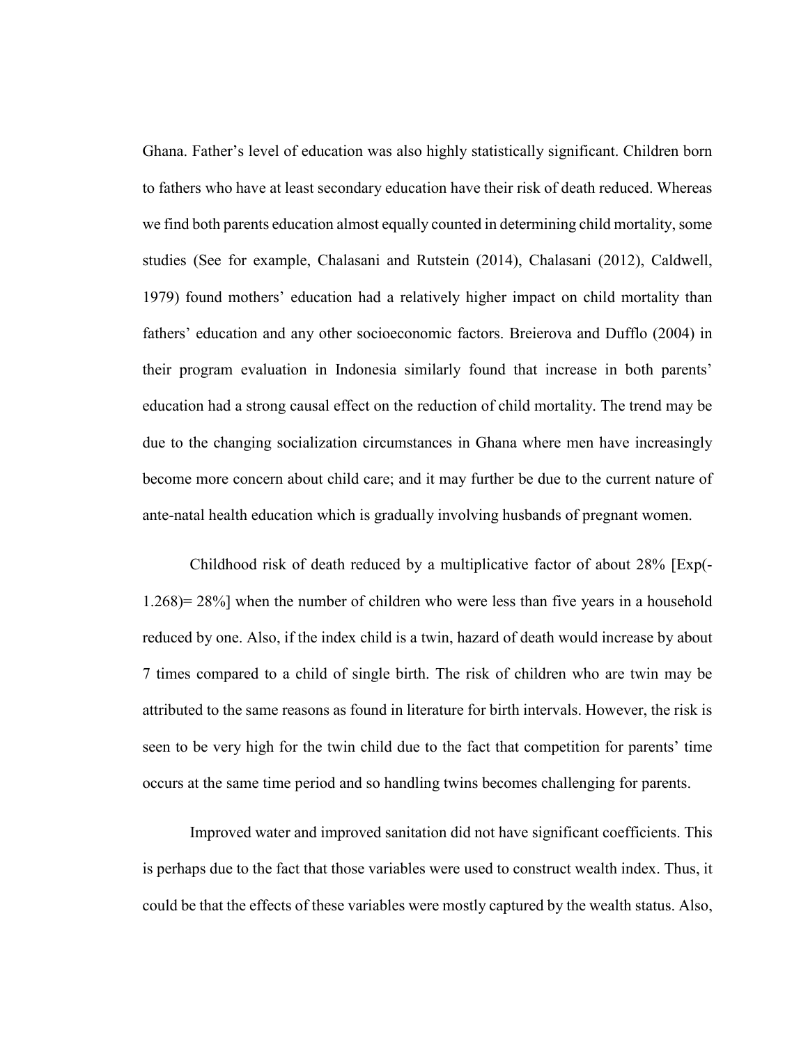Ghana. Father's level of education was also highly statistically significant. Children born to fathers who have at least secondary education have their risk of death reduced. Whereas we find both parents education almost equally counted in determining child mortality, some studies (See for example, Chalasani and Rutstein (2014), Chalasani (2012), Caldwell, 1979) found mothers' education had a relatively higher impact on child mortality than fathers' education and any other socioeconomic factors. Breierova and Dufflo (2004) in their program evaluation in Indonesia similarly found that increase in both parents' education had a strong causal effect on the reduction of child mortality. The trend may be due to the changing socialization circumstances in Ghana where men have increasingly become more concern about child care; and it may further be due to the current nature of ante-natal health education which is gradually involving husbands of pregnant women.

Childhood risk of death reduced by a multiplicative factor of about 28% [Exp(-1.268)= 28%] when the number of children who were less than five years in a household reduced by one. Also, if the index child is a twin, hazard of death would increase by about 7 times compared to a child of single birth. The risk of children who are twin may be attributed to the same reasons as found in literature for birth intervals. However, the risk is seen to be very high for the twin child due to the fact that competition for parents' time occurs at the same time period and so handling twins becomes challenging for parents.

Improved water and improved sanitation did not have significant coefficients. This is perhaps due to the fact that those variables were used to construct wealth index. Thus, it could be that the effects of these variables were mostly captured by the wealth status. Also,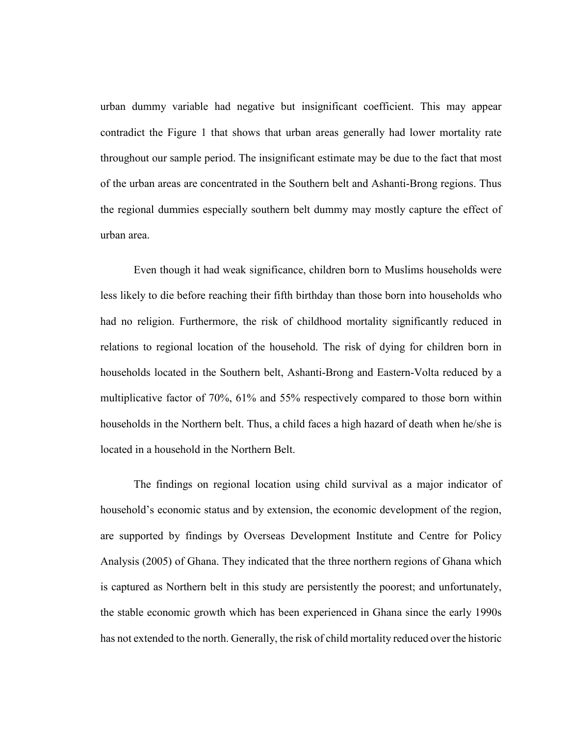urban dummy variable had negative but insignificant coefficient. This may appear contradict the Figure 1 that shows that urban areas generally had lower mortality rate throughout our sample period. The insignificant estimate may be due to the fact that most of the urban areas are concentrated in the Southern belt and Ashanti-Brong regions. Thus the regional dummies especially southern belt dummy may mostly capture the effect of urban area.

Even though it had weak significance, children born to Muslims households were less likely to die before reaching their fifth birthday than those born into households who had no religion. Furthermore, the risk of childhood mortality significantly reduced in relations to regional location of the household. The risk of dying for children born in households located in the Southern belt, Ashanti-Brong and Eastern-Volta reduced by a multiplicative factor of 70%, 61% and 55% respectively compared to those born within households in the Northern belt. Thus, a child faces a high hazard of death when he/she is located in a household in the Northern Belt.

The findings on regional location using child survival as a major indicator of household's economic status and by extension, the economic development of the region, are supported by findings by Overseas Development Institute and Centre for Policy Analysis (2005) of Ghana. They indicated that the three northern regions of Ghana which is captured as Northern belt in this study are persistently the poorest; and unfortunately, the stable economic growth which has been experienced in Ghana since the early 1990s has not extended to the north. Generally, the risk of child mortality reduced over the historic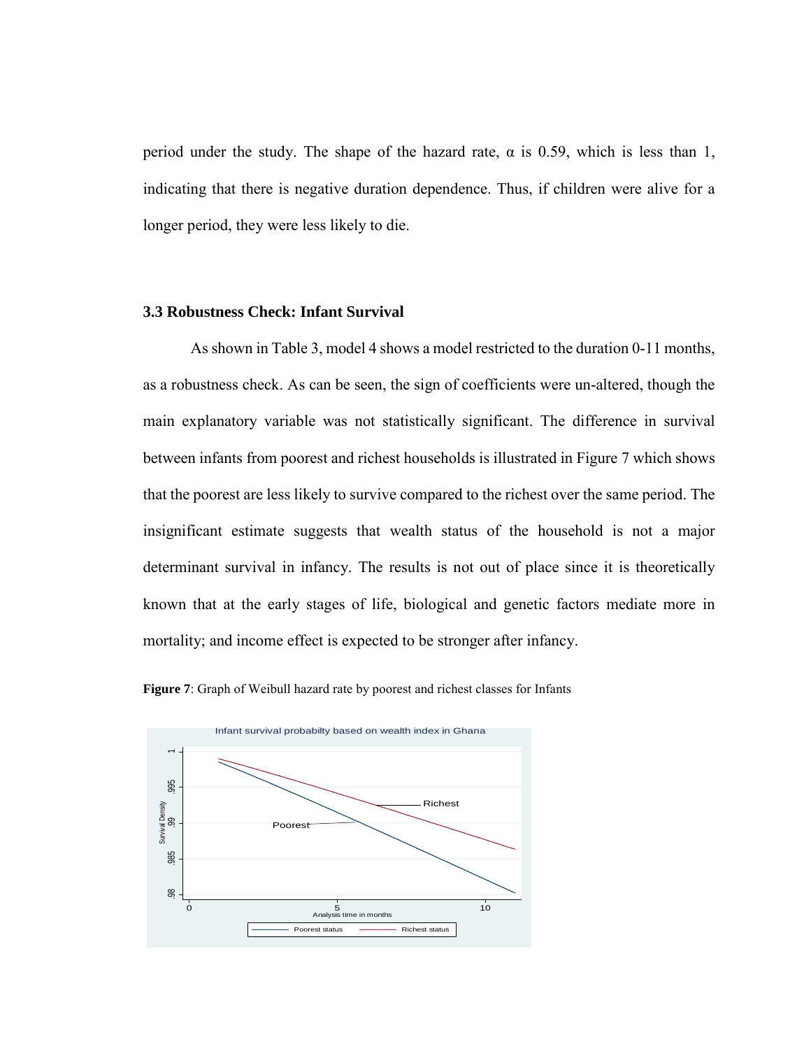period under the study. The shape of the hazard rate, $\alpha$ is 0.59, which is less than 1, indicating that there is negative duration dependence. Thus, if children were alive for a longer period, they were less likely to die.

### 3.3 Robustness Check: Infant Survival

As shown in Table 3, model 4 shows a model restricted to the duration 0-11 months, as a robustness check. As can be seen, the sign of coefficients were un-altered, though the main explanatory variable was not statistically significant. The difference in survival between infants from poorest and richest households is illustrated in Figure 7 which shows that the poorest are less likely to survive compared to the richest over the same period. The insignificant estimate suggests that wealth status of the household is not a major determinant survival in infancy. The results is not out of place since it is theoretically known that at the early stages of life, biological and genetic factors mediate more in mortality; and income effect is expected to be stronger after infancy.

**Figure 7**: Graph of Weibull hazard rate by poorest and richest classes for Infants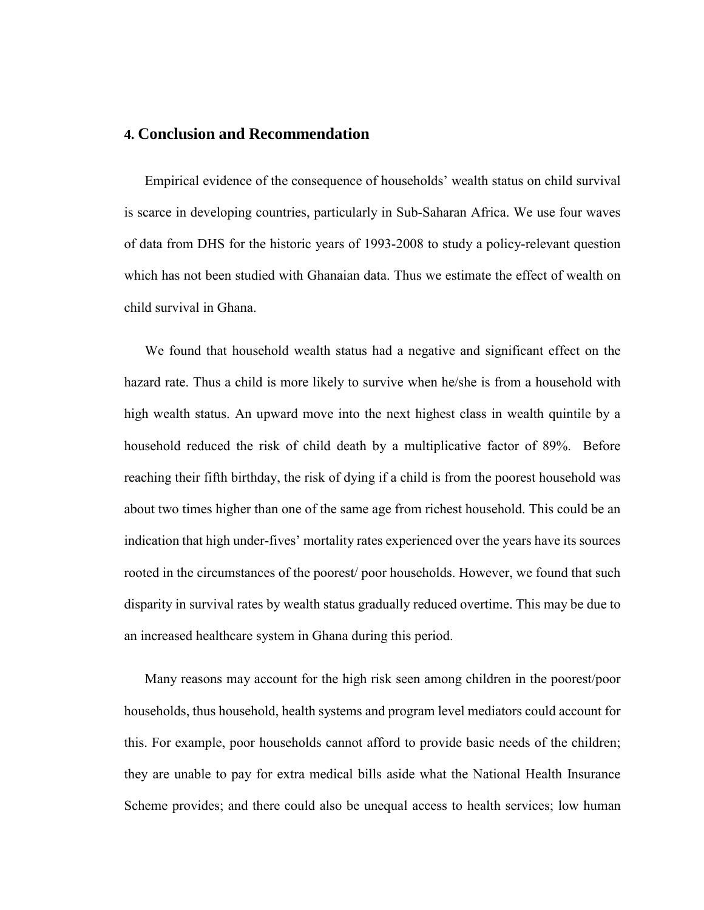## 4. Conclusion and Recommendation

Empirical evidence of the consequence of households' wealth status on child survival is scarce in developing countries, particularly in Sub-Saharan Africa. We use four waves of data from DHS for the historic years of 1993-2008 to study a policy-relevant question which has not been studied with Ghanaian data. Thus we estimate the effect of wealth on child survival in Ghana.

We found that household wealth status had a negative and significant effect on the hazard rate. Thus a child is more likely to survive when he/she is from a household with high wealth status. An upward move into the next highest class in wealth quintile by a household reduced the risk of child death by a multiplicative factor of 89%. Before reaching their fifth birthday, the risk of dying if a child is from the poorest household was about two times higher than one of the same age from richest household. This could be an indication that high under-fives' mortality rates experienced over the years have its sources rooted in the circumstances of the poorest/ poor households. However, we found that such disparity in survival rates by wealth status gradually reduced overtime. This may be due to an increased healthcare system in Ghana during this period.

Many reasons may account for the high risk seen among children in the poorest/poor households, thus household, health systems and program level mediators could account for this. For example, poor households cannot afford to provide basic needs of the children; they are unable to pay for extra medical bills aside what the National Health Insurance Scheme provides; and there could also be unequal access to health services; low human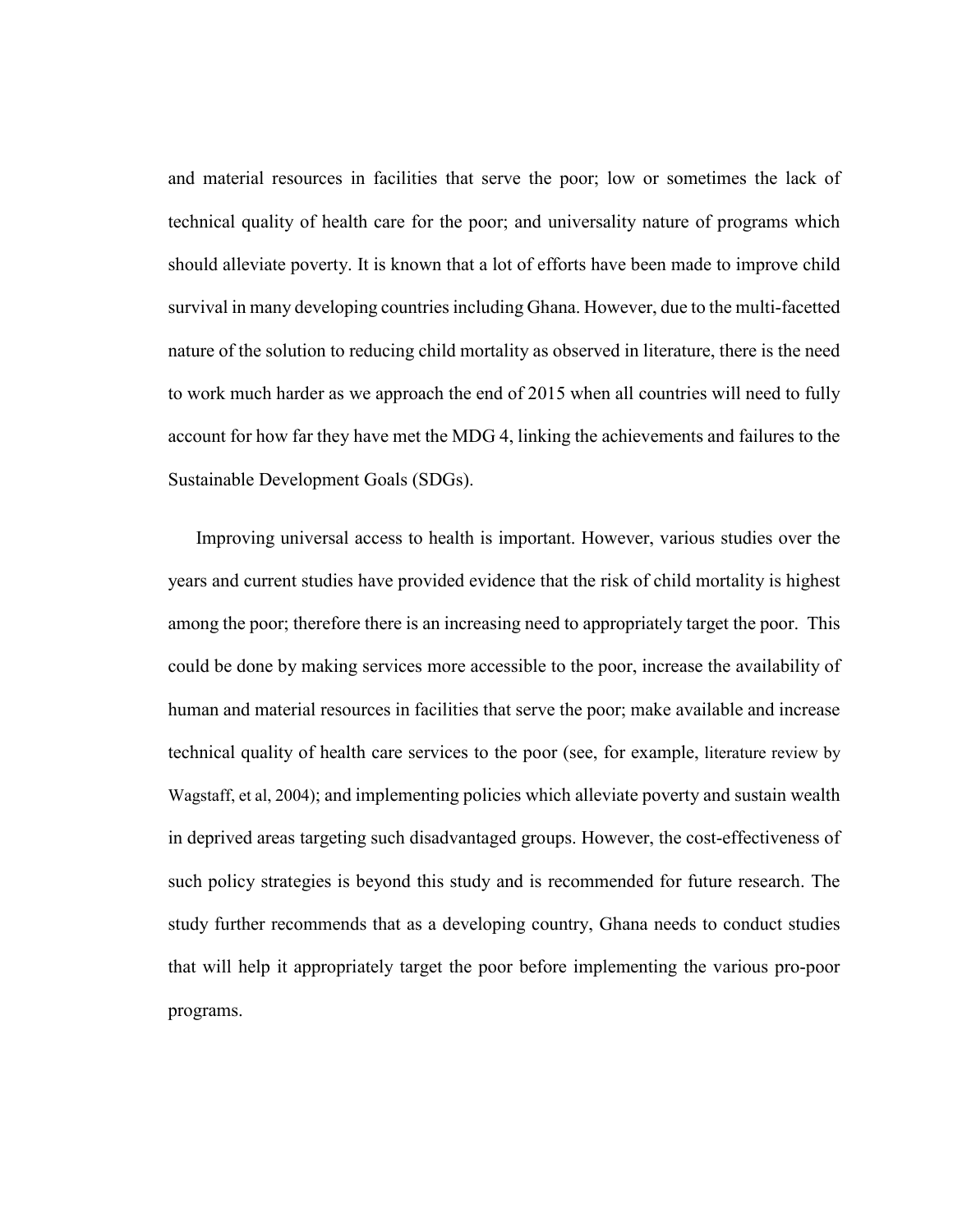and material resources in facilities that serve the poor; low or sometimes the lack of technical quality of health care for the poor; and universality nature of programs which should alleviate poverty. It is known that a lot of efforts have been made to improve child survival in many developing countries including Ghana. However, due to the multi-facetted nature of the solution to reducing child mortality as observed in literature, there is the need to work much harder as we approach the end of 2015 when all countries will need to fully account for how far they have met the MDG 4, linking the achievements and failures to the Sustainable Development Goals (SDGs).

Improving universal access to health is important. However, various studies over the years and current studies have provided evidence that the risk of child mortality is highest among the poor; therefore there is an increasing need to appropriately target the poor. This could be done by making services more accessible to the poor, increase the availability of human and material resources in facilities that serve the poor; make available and increase technical quality of health care services to the poor (see, for example, literature review by Wagstaff, et al, 2004); and implementing policies which alleviate poverty and sustain wealth in deprived areas targeting such disadvantaged groups. However, the cost-effectiveness of such policy strategies is beyond this study and is recommended for future research. The study further recommends that as a developing country, Ghana needs to conduct studies that will help it appropriately target the poor before implementing the various pro-poor programs.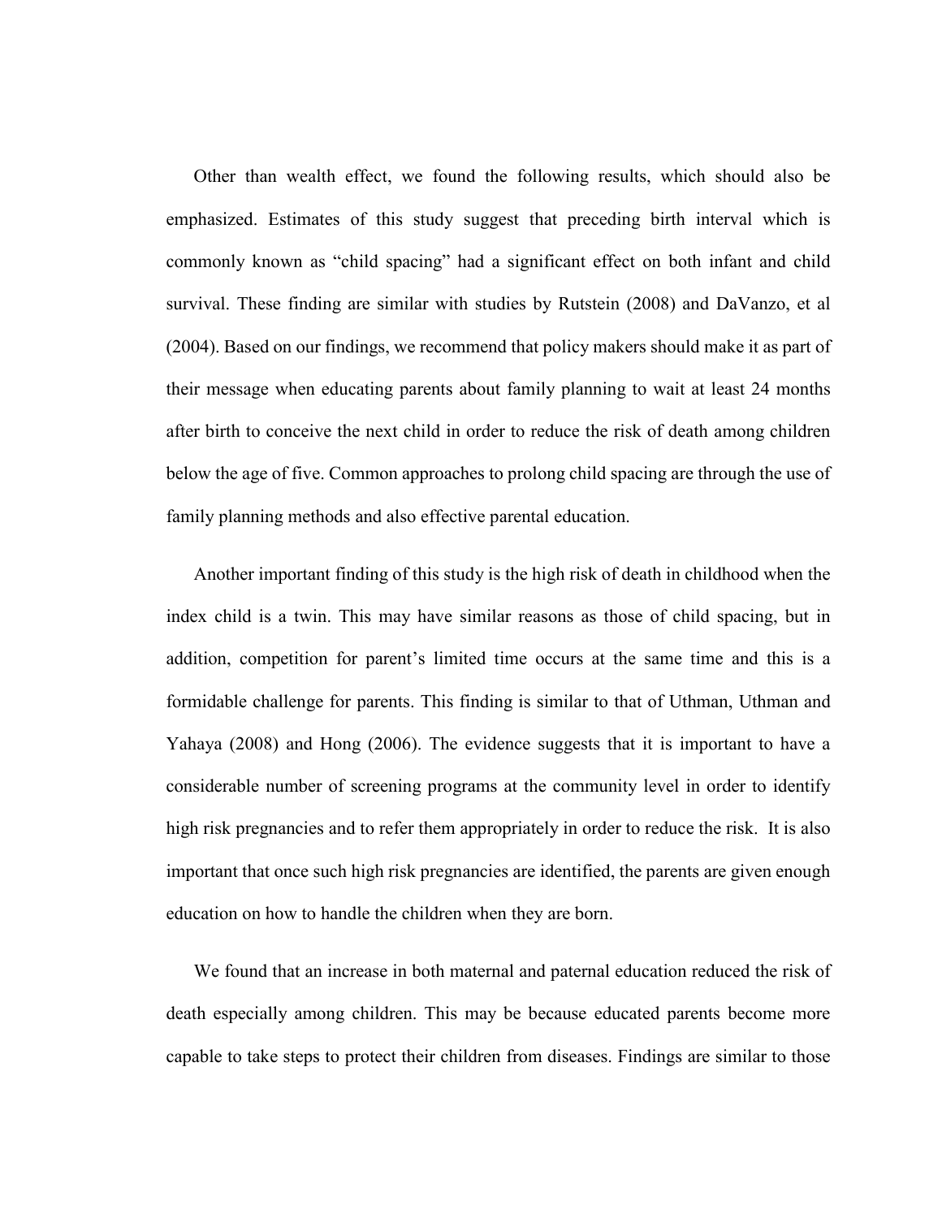Other than wealth effect, we found the following results, which should also be emphasized. Estimates of this study suggest that preceding birth interval which is commonly known as "child spacing" had a significant effect on both infant and child survival. These finding are similar with studies by Rutstein (2008) and DaVanzo, et al (2004). Based on our findings, we recommend that policy makers should make it as part of their message when educating parents about family planning to wait at least 24 months after birth to conceive the next child in order to reduce the risk of death among children below the age of five. Common approaches to prolong child spacing are through the use of family planning methods and also effective parental education.

Another important finding of this study is the high risk of death in childhood when the index child is a twin. This may have similar reasons as those of child spacing, but in addition, competition for parent's limited time occurs at the same time and this is a formidable challenge for parents. This finding is similar to that of Uthman, Uthman and Yahaya (2008) and Hong (2006). The evidence suggests that it is important to have a considerable number of screening programs at the community level in order to identify high risk pregnancies and to refer them appropriately in order to reduce the risk. It is also important that once such high risk pregnancies are identified, the parents are given enough education on how to handle the children when they are born.

We found that an increase in both maternal and paternal education reduced the risk of death especially among children. This may be because educated parents become more capable to take steps to protect their children from diseases. Findings are similar to those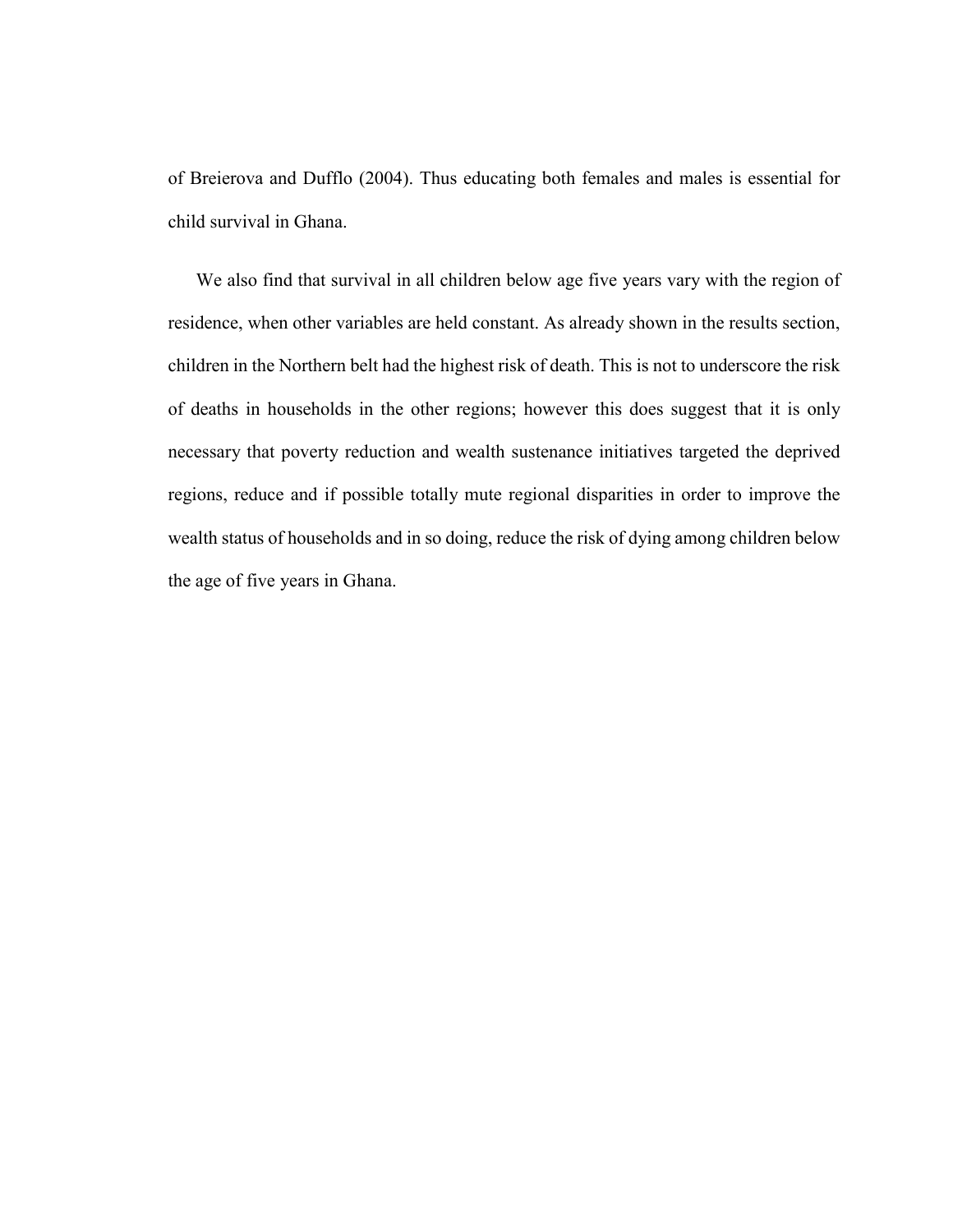of Breierova and Dufflo (2004). Thus educating both females and males is essential for child survival in Ghana.

We also find that survival in all children below age five years vary with the region of residence, when other variables are held constant. As already shown in the results section, children in the Northern belt had the highest risk of death. This is not to underscore the risk of deaths in households in the other regions; however this does suggest that it is only necessary that poverty reduction and wealth sustenance initiatives targeted the deprived regions, reduce and if possible totally mute regional disparities in order to improve the wealth status of households and in so doing, reduce the risk of dying among children below the age of five years in Ghana.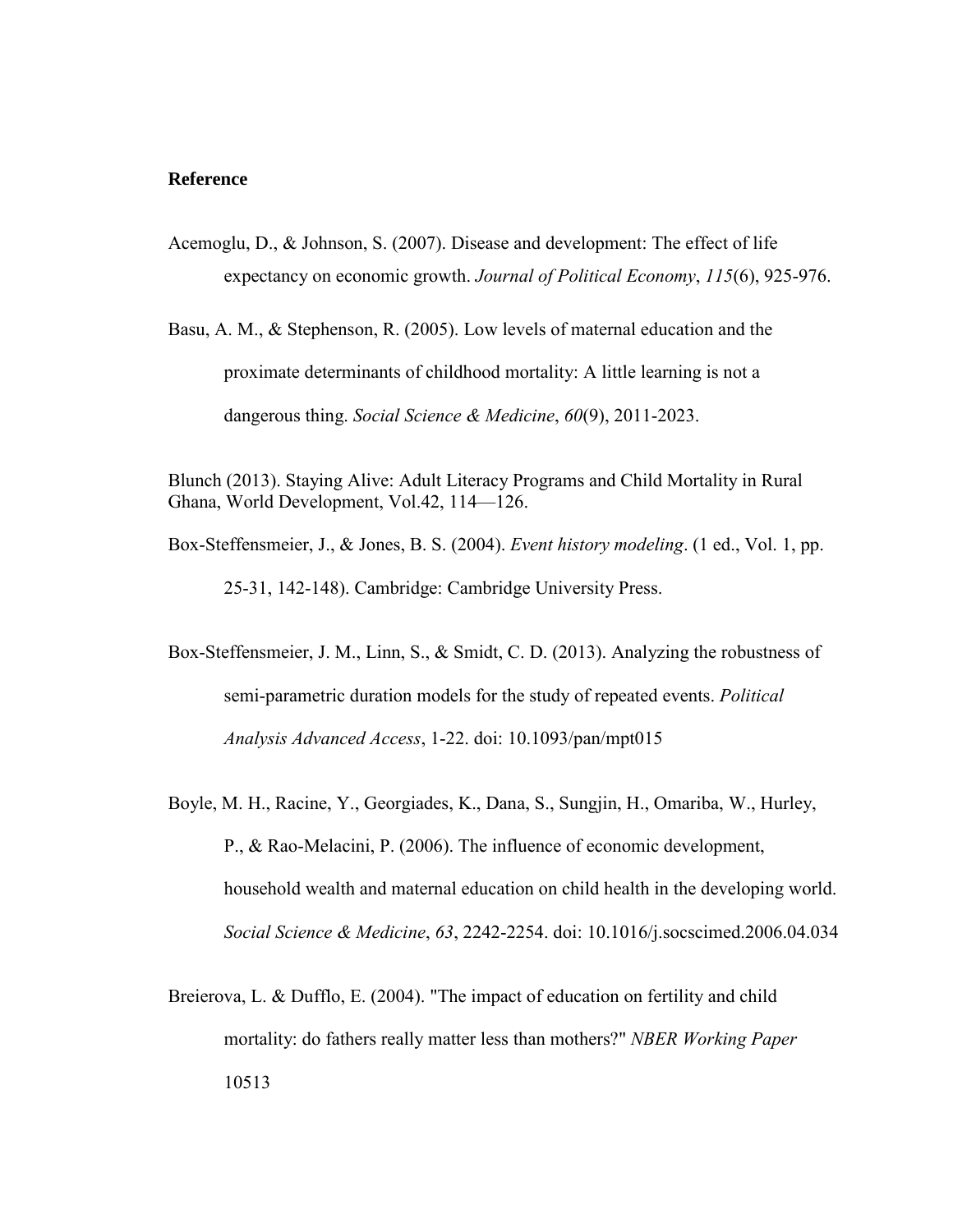**Reference**

Acemoglu, D., & Johnson, S. (2007). Disease and development: The effect of life expectancy on economic growth. *Journal of Political Economy*, *115*(6), 925-976.

Basu, A. M., & Stephenson, R. (2005). Low levels of maternal education and the proximate determinants of childhood mortality: A little learning is not a dangerous thing. *Social Science & Medicine*, *60*(9), 2011-2023.

Blunch (2013). Staying Alive: Adult Literacy Programs and Child Mortality in Rural Ghana, World Development, Vol.42, 114—126.

Box-Steffensmeier, J., & Jones, B. S. (2004). *Event history modeling*. (1 ed., Vol. 1, pp. 25-31, 142-148). Cambridge: Cambridge University Press.

Box-Steffensmeier, J. M., Linn, S., & Smidt, C. D. (2013). Analyzing the robustness of semi-parametric duration models for the study of repeated events. *Political Analysis Advanced Access*, 1-22. doi: 10.1093/pan/mpt015

Boyle, M. H., Racine, Y., Georgiades, K., Dana, S., Sungjin, H., Omariba, W., Hurley, P., & Rao-Melacini, P. (2006). The influence of economic development, household wealth and maternal education on child health in the developing world. *Social Science & Medicine*, *63*, 2242-2254. doi: 10.1016/j.socscimed.2006.04.034

Breierova, L. & Dufflo, E. (2004). "The impact of education on fertility and child mortality: do fathers really matter less than mothers?" *NBER Working Paper* 10513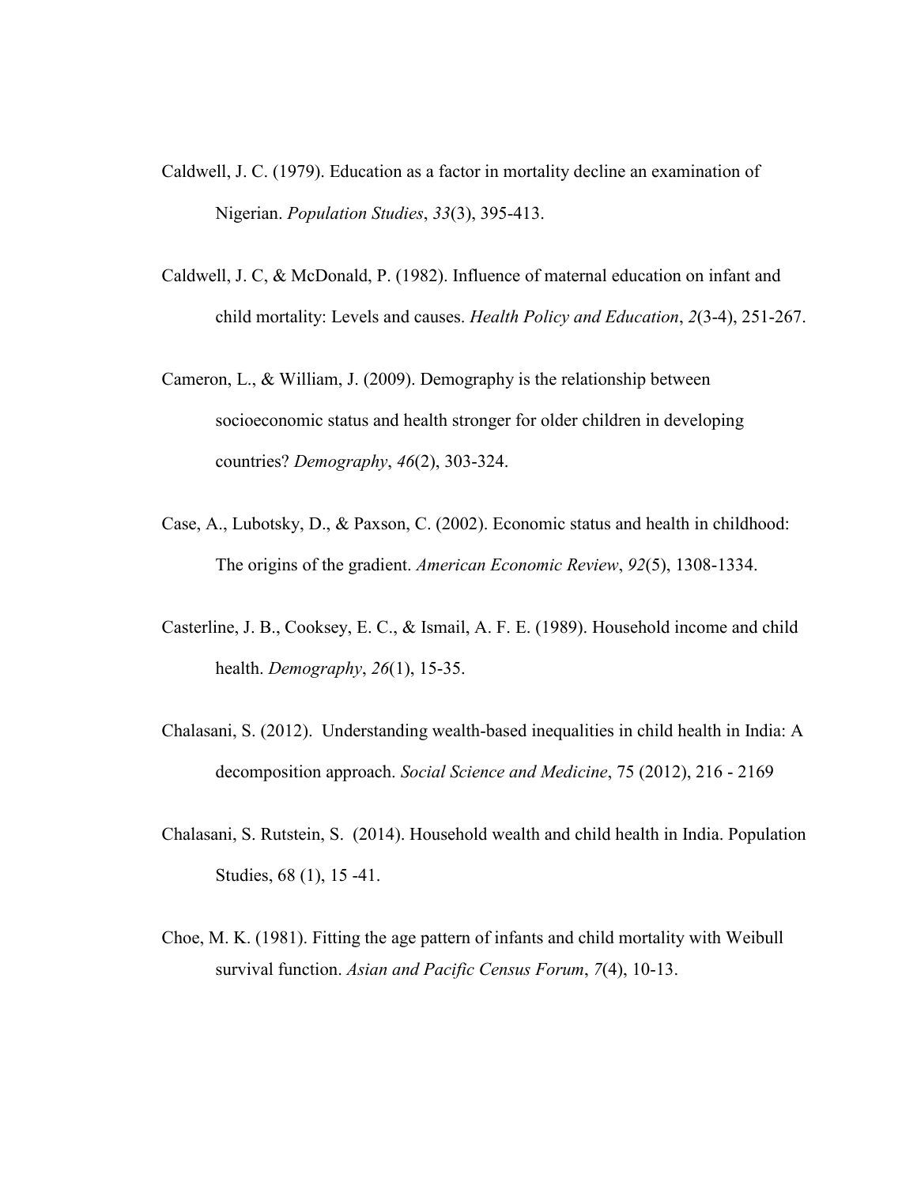Caldwell, J. C. (1979). Education as a factor in mortality decline an examination of Nigerian. *Population Studies*, *33*(3), 395-413.

Caldwell, J. C, & McDonald, P. (1982). Influence of maternal education on infant and child mortality: Levels and causes. *Health Policy and Education*, *2*(3-4), 251-267.

Cameron, L., & William, J. (2009). Demography is the relationship between socioeconomic status and health stronger for older children in developing countries? *Demography*, *46*(2), 303-324.

Case, A., Lubotsky, D., & Paxson, C. (2002). Economic status and health in childhood: The origins of the gradient. *American Economic Review*, *92*(5), 1308-1334.

Casterline, J. B., Cooksey, E. C., & Ismail, A. F. E. (1989). Household income and child health. *Demography*, *26*(1), 15-35.

Chalasani, S. (2012). Understanding wealth-based inequalities in child health in India: A decomposition approach. *Social Science and Medicine*, 75 (2012), 216 - 2169

Chalasani, S. Rutstein, S. (2014). Household wealth and child health in India. Population Studies, 68 (1), 15 -41.

Choe, M. K. (1981). Fitting the age pattern of infants and child mortality with Weibull survival function. *Asian and Pacific Census Forum*, *7*(4), 10-13.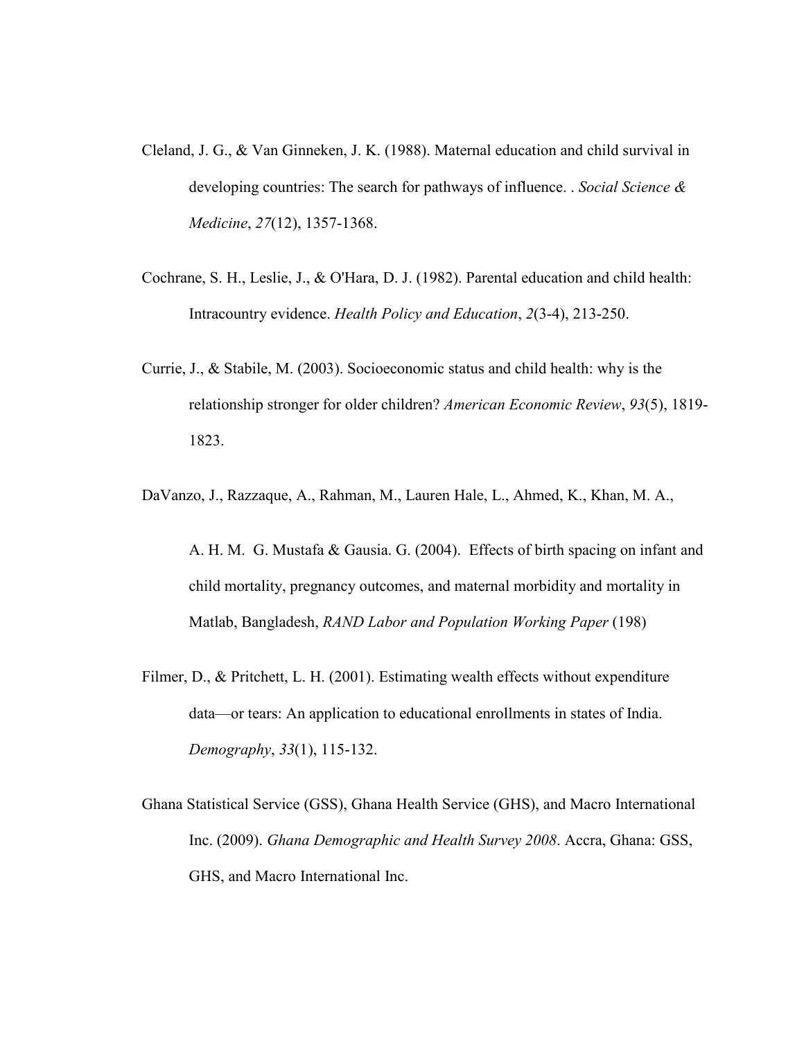Cleland, J. G., & Van Ginneken, J. K. (1988). Maternal education and child survival in developing countries: The search for pathways of influence. . *Social Science & Medicine*, *27*(12), 1357-1368.

Cochrane, S. H., Leslie, J., & O'Hara, D. J. (1982). Parental education and child health: Intracountry evidence. *Health Policy and Education*, *2*(3-4), 213-250.

Currie, J., & Stabile, M. (2003). Socioeconomic status and child health: why is the relationship stronger for older children? *American Economic Review*, *93*(5), 1819-1823.

DaVanzo, J., Razzaque, A., Rahman, M., Lauren Hale, L., Ahmed, K., Khan, M. A., A. H. M. G. Mustafa & Gausia. G. (2004). Effects of birth spacing on infant and child mortality, pregnancy outcomes, and maternal morbidity and mortality in Matlab, Bangladesh, *RAND Labor and Population Working Paper* (198)

Filmer, D., & Pritchett, L. H. (2001). Estimating wealth effects without expenditure data—or tears: An application to educational enrollments in states of India. *Demography*, *33*(1), 115-132.

Ghana Statistical Service (GSS), Ghana Health Service (GHS), and Macro International Inc. (2009). *Ghana Demographic and Health Survey 2008*. Accra, Ghana: GSS, GHS, and Macro International Inc.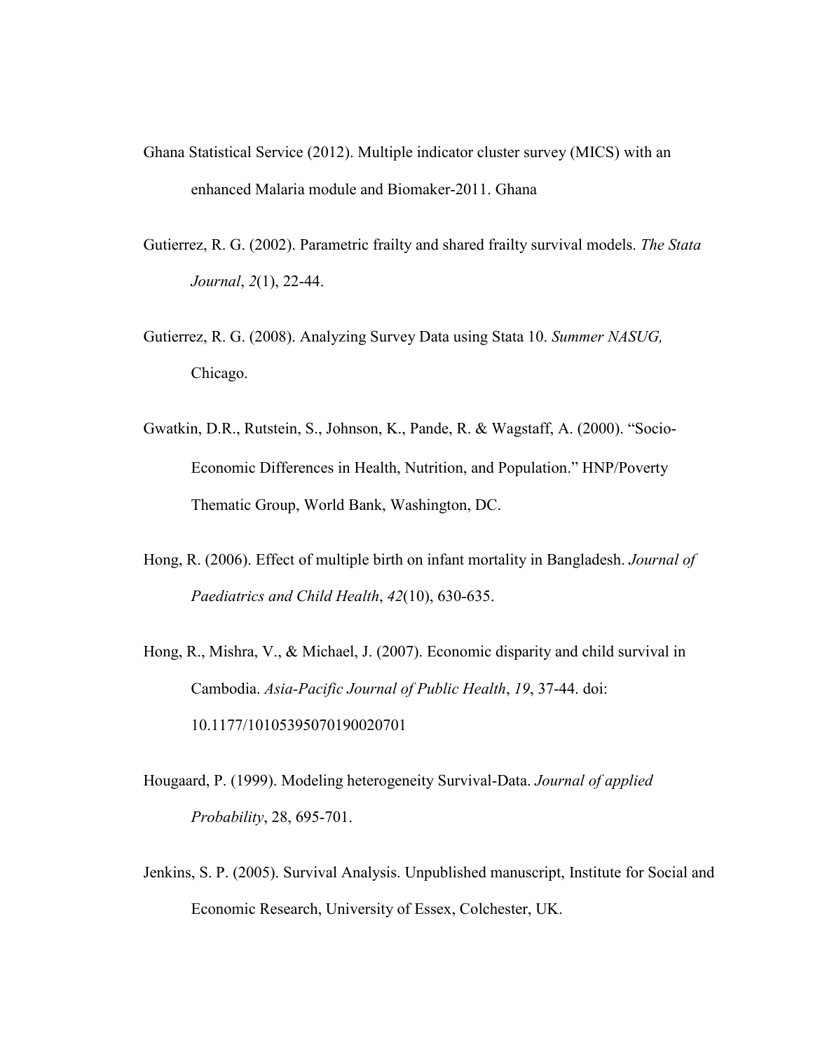Ghana Statistical Service (2012). Multiple indicator cluster survey (MICS) with an enhanced Malaria module and Biomaker-2011. Ghana

Gutierrez, R. G. (2002). Parametric frailty and shared frailty survival models. *The Stata Journal*, *2*(1), 22-44.

Gutierrez, R. G. (2008). Analyzing Survey Data using Stata 10. *Summer NASUG,* Chicago.

Gwatkin, D.R., Rutstein, S., Johnson, K., Pande, R. & Wagstaff, A. (2000). "Socio-Economic Differences in Health, Nutrition, and Population." HNP/Poverty Thematic Group, World Bank, Washington, DC.

Hong, R. (2006). Effect of multiple birth on infant mortality in Bangladesh. *Journal of Paediatrics and Child Health*, *42*(10), 630-635.

Hong, R., Mishra, V., & Michael, J. (2007). Economic disparity and child survival in Cambodia. *Asia-Pacific Journal of Public Health*, *19*, 37-44. doi: 10.1177/10105395070190020701

Hougaard, P. (1999). Modeling heterogeneity Survival-Data. *Journal of applied Probability*, 28, 695-701.

Jenkins, S. P. (2005). Survival Analysis. Unpublished manuscript, Institute for Social and Economic Research, University of Essex, Colchester, UK.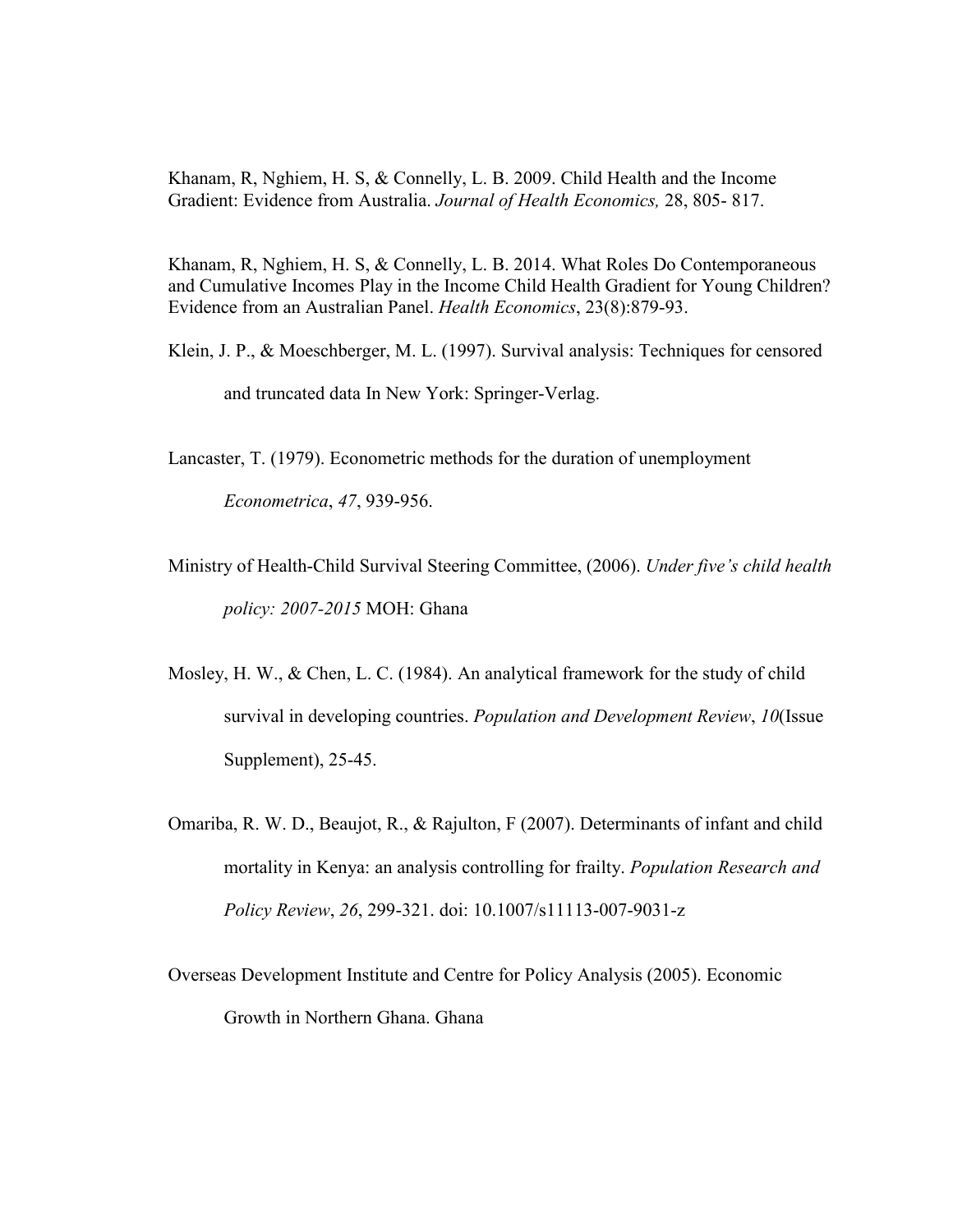Khanam, R, Nghiem, H. S, & Connelly, L. B. 2009. Child Health and the Income Gradient: Evidence from Australia. *Journal of Health Economics,* 28, 805- 817.

Khanam, R, Nghiem, H. S, & Connelly, L. B. 2014. What Roles Do Contemporaneous and Cumulative Incomes Play in the Income Child Health Gradient for Young Children? Evidence from an Australian Panel. *Health Economics*, 23(8):879-93.

Klein, J. P., & Moeschberger, M. L. (1997). Survival analysis: Techniques for censored and truncated data In New York: Springer-Verlag.

Lancaster, T. (1979). Econometric methods for the duration of unemployment *Econometrica*, *47*, 939-956.

Ministry of Health-Child Survival Steering Committee, (2006). *Under five's child health policy: 2007-2015* MOH: Ghana

Mosley, H. W., & Chen, L. C. (1984). An analytical framework for the study of child survival in developing countries. *Population and Development Review*, *10*(Issue Supplement), 25-45.

Omariba, R. W. D., Beaujot, R., & Rajulton, F (2007). Determinants of infant and child mortality in Kenya: an analysis controlling for frailty. *Population Research and Policy Review*, *26*, 299-321. doi: 10.1007/s11113-007-9031-z

Overseas Development Institute and Centre for Policy Analysis (2005). Economic Growth in Northern Ghana. Ghana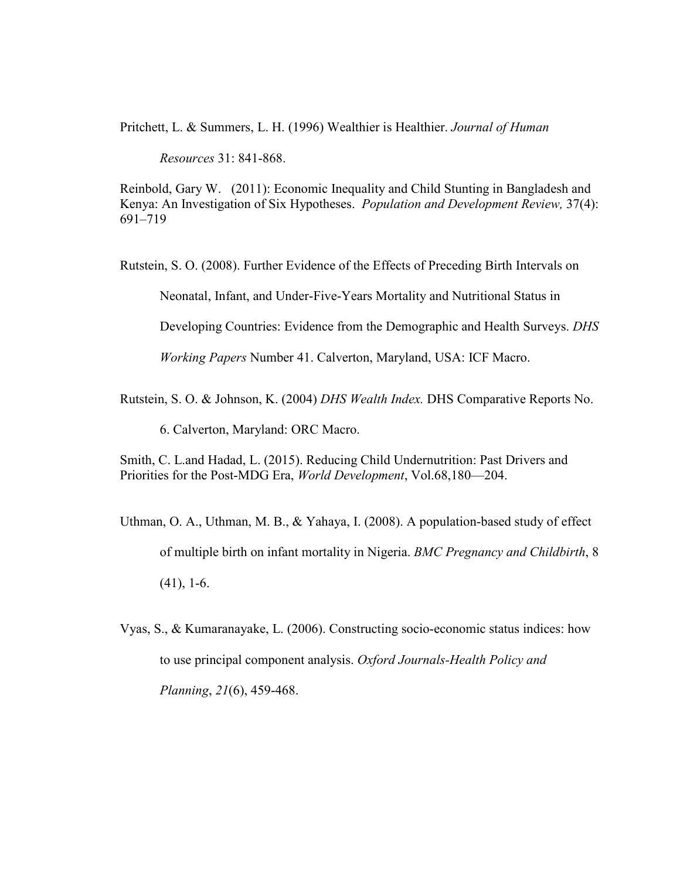Pritchett, L. & Summers, L. H. (1996) Wealthier is Healthier. *Journal of Human Resources* 31: 841-868.

Reinbold, Gary W. (2011): Economic Inequality and Child Stunting in Bangladesh and Kenya: An Investigation of Six Hypotheses. *Population and Development Review,* 37(4): 691–719

Rutstein, S. O. (2008). Further Evidence of the Effects of Preceding Birth Intervals on Neonatal, Infant, and Under-Five-Years Mortality and Nutritional Status in Developing Countries: Evidence from the Demographic and Health Surveys. *DHS Working Papers* Number 41. Calverton, Maryland, USA: ICF Macro.

Rutstein, S. O. & Johnson, K. (2004) *DHS Wealth Index.* DHS Comparative Reports No. 6. Calverton, Maryland: ORC Macro.

Smith, C. L.and Hadad, L. (2015). Reducing Child Undernutrition: Past Drivers and Priorities for the Post-MDG Era, *World Development*, Vol.68,180—204.

Uthman, O. A., Uthman, M. B., & Yahaya, I. (2008). A population-based study of effect of multiple birth on infant mortality in Nigeria. *BMC Pregnancy and Childbirth*, 8 (41), 1-6.

Vyas, S., & Kumaranayake, L. (2006). Constructing socio-economic status indices: how to use principal component analysis. *Oxford Journals-Health Policy and Planning*, *21*(6), 459-468.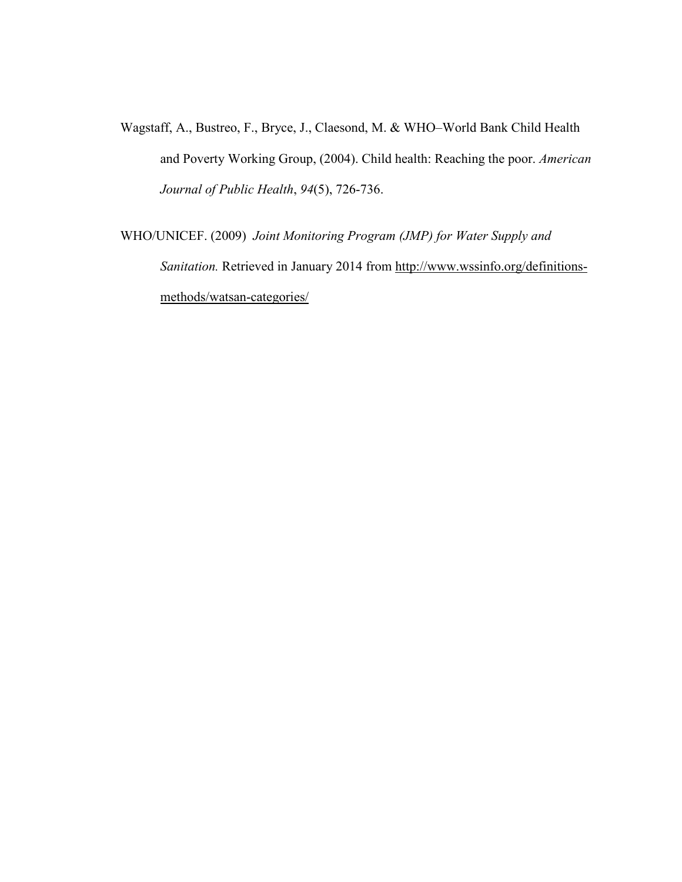Wagstaff, A., Bustreo, F., Bryce, J., Claesond, M. & WHO–World Bank Child Health and Poverty Working Group, (2004). Child health: Reaching the poor. *American Journal of Public Health*, *94*(5), 726-736.

WHO/UNICEF. (2009) *Joint Monitoring Program (JMP) for Water Supply and Sanitation.* Retrieved in January 2014 from http://www.wssinfo.org/definitions-methods/watsan-categories/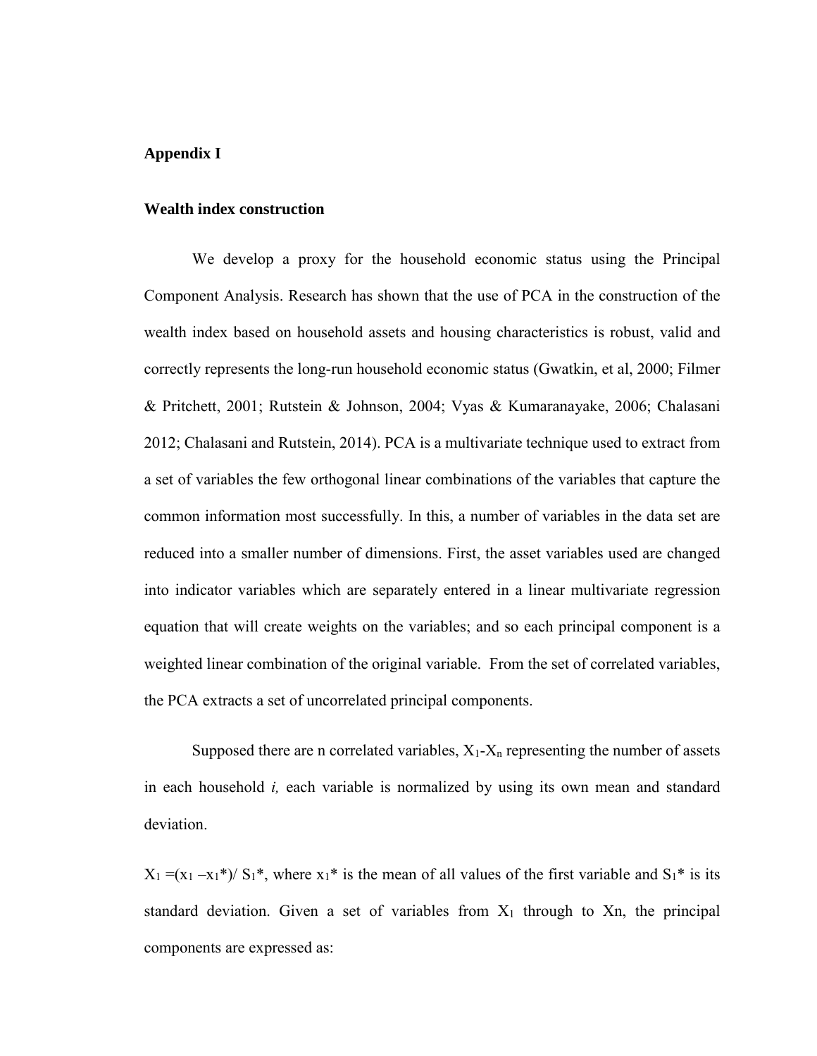## Appendix I

### Wealth index construction

We develop a proxy for the household economic status using the Principal Component Analysis. Research has shown that the use of PCA in the construction of the wealth index based on household assets and housing characteristics is robust, valid and correctly represents the long-run household economic status (Gwatkin, et al, 2000; Filmer & Pritchett, 2001; Rutstein & Johnson, 2004; Vyas & Kumaranayake, 2006; Chalasani 2012; Chalasani and Rutstein, 2014). PCA is a multivariate technique used to extract from a set of variables the few orthogonal linear combinations of the variables that capture the common information most successfully. In this, a number of variables in the data set are reduced into a smaller number of dimensions. First, the asset variables used are changed into indicator variables which are separately entered in a linear multivariate regression equation that will create weights on the variables; and so each principal component is a weighted linear combination of the original variable. From the set of correlated variables, the PCA extracts a set of uncorrelated principal components.

Supposed there are n correlated variables, $X_1$-$X_n$ representing the number of assets in each household *i,* each variable is normalized by using its own mean and standard deviation.

$X_1 = (x_1 - x_1^*)/ S_1^*$, where $x_1^*$ is the mean of all values of the first variable and $S_1^*$ is its standard deviation. Given a set of variables from $X_1$ through to Xn, the principal components are expressed as: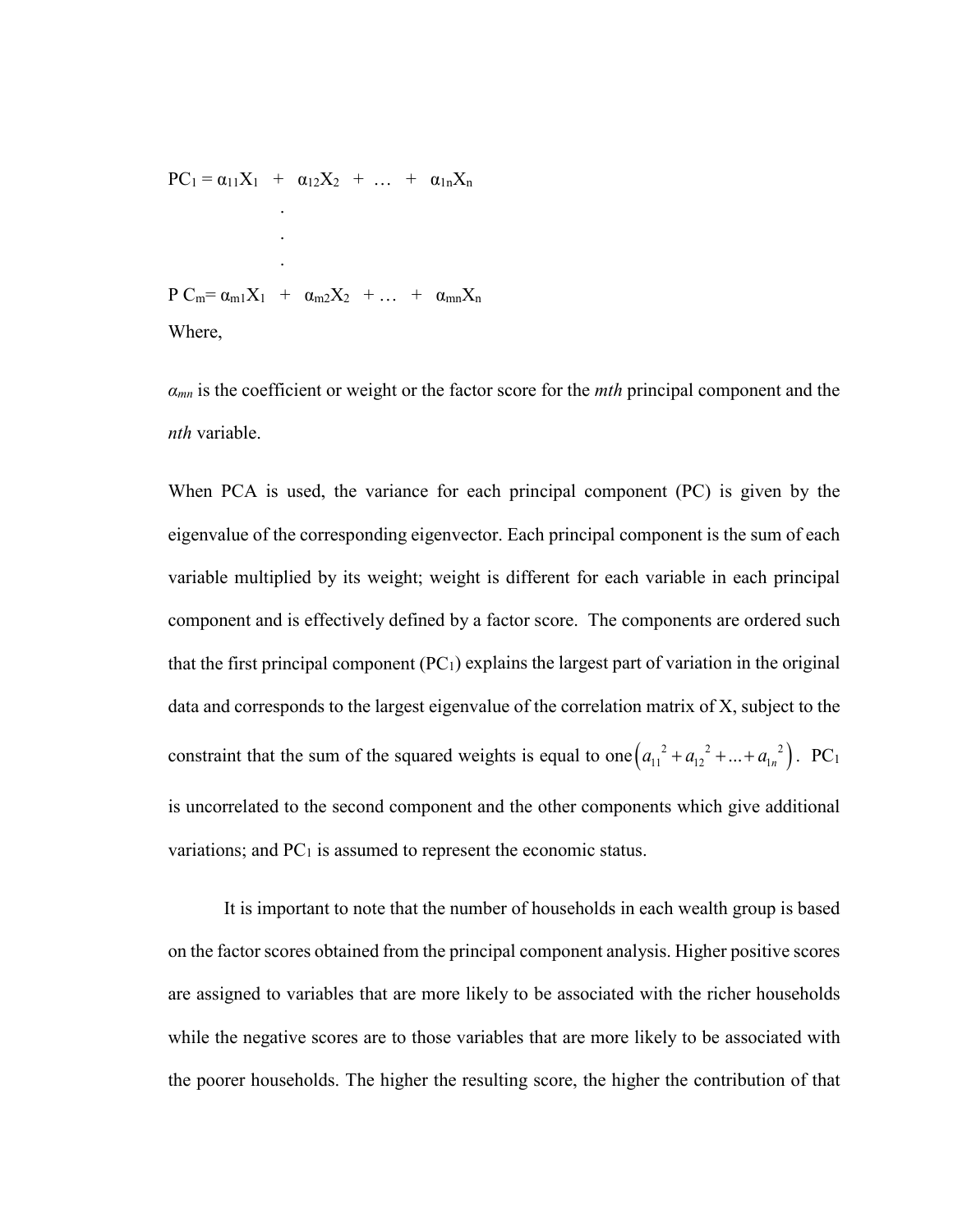$$PC_1 = \alpha_{11}X_1 + \alpha_{12}X_2 + \ldots + \alpha_{1n}X_n$$

$$\vdots$$

$$PC_m = \alpha_{m1}X_1 + \alpha_{m2}X_2 + \ldots + \alpha_{mn}X_n$$

Where,

$\alpha_{mn}$ is the coefficient or weight or the factor score for the *mth* principal component and the *nth* variable.

When PCA is used, the variance for each principal component (PC) is given by the eigenvalue of the corresponding eigenvector. Each principal component is the sum of each variable multiplied by its weight; weight is different for each variable in each principal component and is effectively defined by a factor score. The components are ordered such that the first principal component ($PC_1$) explains the largest part of variation in the original data and corresponds to the largest eigenvalue of the correlation matrix of X, subject to the constraint that the sum of the squared weights is equal to one $\left(a_{11}^{2} + a_{12}^{2} + \ldots + a_{1n}^{2}\right)$. $PC_1$ is uncorrelated to the second component and the other components which give additional variations; and $PC_1$ is assumed to represent the economic status.

It is important to note that the number of households in each wealth group is based on the factor scores obtained from the principal component analysis. Higher positive scores are assigned to variables that are more likely to be associated with the richer households while the negative scores are to those variables that are more likely to be associated with the poorer households. The higher the resulting score, the higher the contribution of that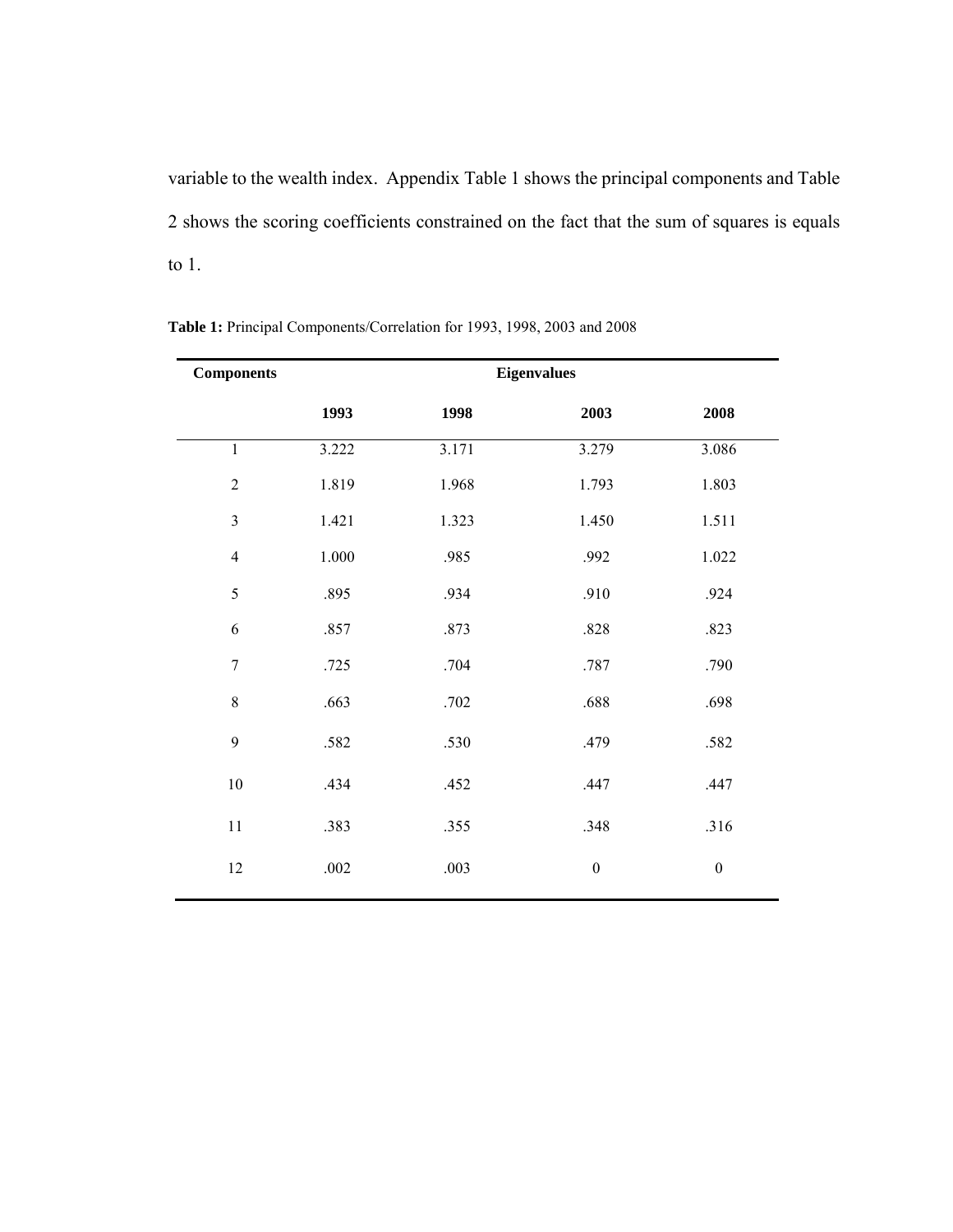variable to the wealth index. Appendix Table 1 shows the principal components and Table 2 shows the scoring coefficients constrained on the fact that the sum of squares is equals to 1.

**Table 1:** Principal Components/Correlation for 1993, 1998, 2003 and 2008

| **Components** | **Eigenvalues** | | | |
|---|---|---|---|---|
| | **1993** | **1998** | **2003** | **2008** |
| 1 | 3.222 | 3.171 | 3.279 | 3.086 |
| 2 | 1.819 | 1.968 | 1.793 | 1.803 |
| 3 | 1.421 | 1.323 | 1.450 | 1.511 |
| 4 | 1.000 | .985 | .992 | 1.022 |
| 5 | .895 | .934 | .910 | .924 |
| 6 | .857 | .873 | .828 | .823 |
| 7 | .725 | .704 | .787 | .790 |
| 8 | .663 | .702 | .688 | .698 |
| 9 | .582 | .530 | .479 | .582 |
| 10 | .434 | .452 | .447 | .447 |
| 11 | .383 | .355 | .348 | .316 |
| 12 | .002 | .003 | 0 | 0 |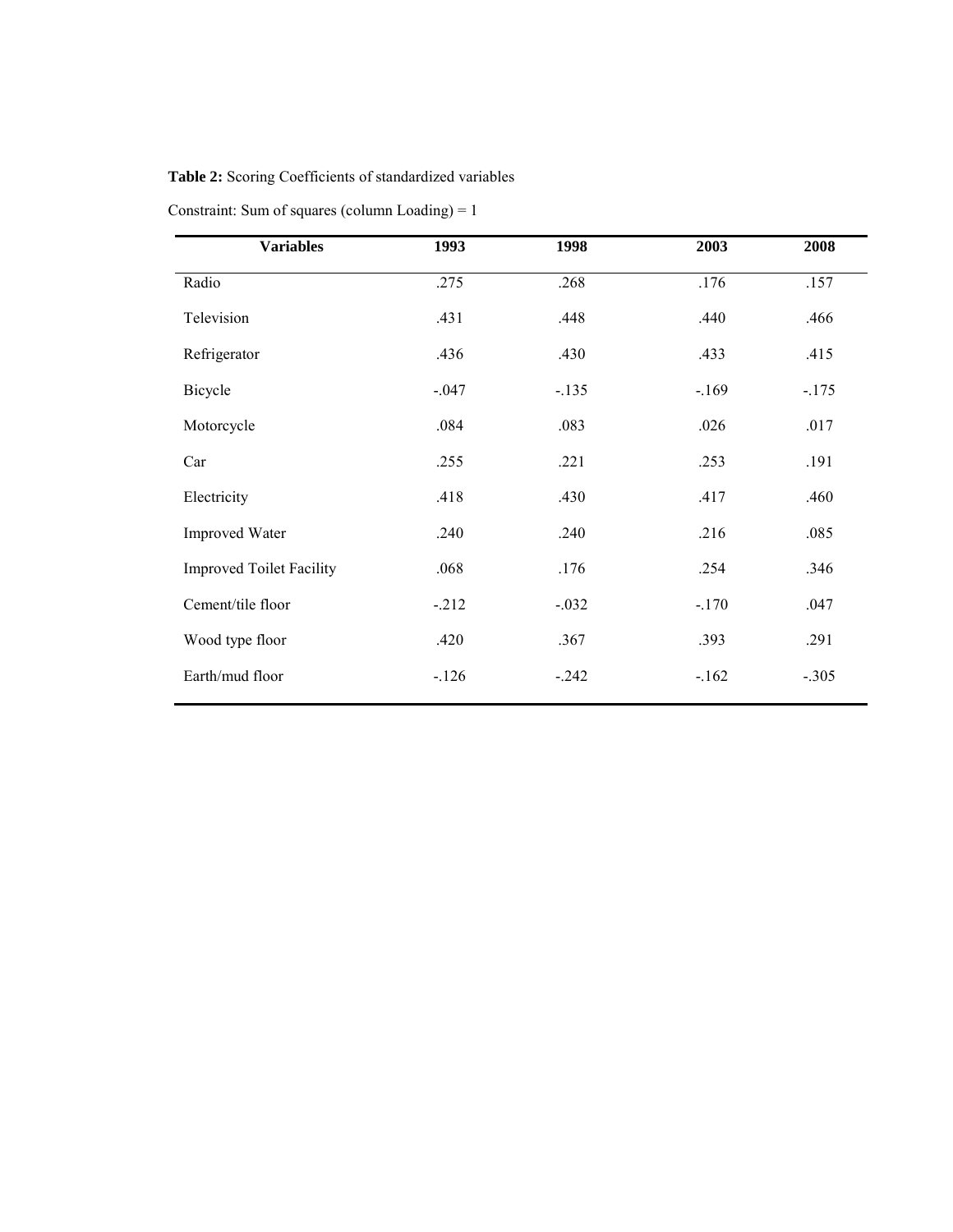**Table 2:** Scoring Coefficients of standardized variables

Constraint: Sum of squares (column Loading) = 1

| Variables | 1993 | 1998 | 2003 | 2008 |
|---|---|---|---|---|
| Radio | .275 | .268 | .176 | .157 |
| Television | .431 | .448 | .440 | .466 |
| Refrigerator | .436 | .430 | .433 | .415 |
| Bicycle | -.047 | -.135 | -.169 | -.175 |
| Motorcycle | .084 | .083 | .026 | .017 |
| Car | .255 | .221 | .253 | .191 |
| Electricity | .418 | .430 | .417 | .460 |
| Improved Water | .240 | .240 | .216 | .085 |
| Improved Toilet Facility | .068 | .176 | .254 | .346 |
| Cement/tile floor | -.212 | -.032 | -.170 | .047 |
| Wood type floor | .420 | .367 | .393 | .291 |
| Earth/mud floor | -.126 | -.242 | -.162 | -.305 |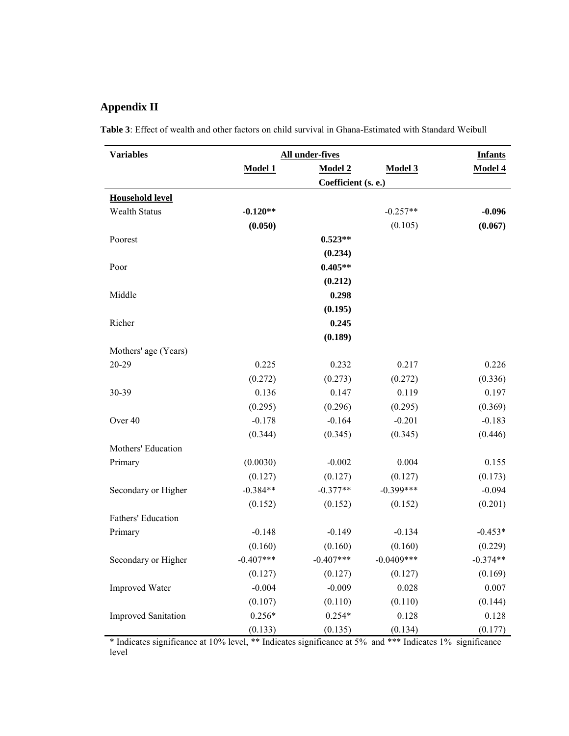## Appendix II

**Table 3**: Effect of wealth and other factors on child survival in Ghana-Estimated with Standard Weibull

| Variables | All under-fives | | | Infants |
|---|---|---|---|---|
| | Model 1 | Model 2 | Model 3 | Model 4 |
| | | Coefficient (s. e.) | | |
| **Household level** | | | | |
| Wealth Status | **-0.120**** | | -0.257** | **-0.096** |
| | **(0.050)** | | (0.105) | **(0.067)** |
| Poorest | | **0.523**** | | |
| | | **(0.234)** | | |
| Poor | | **0.405**** | | |
| | | **(0.212)** | | |
| Middle | | **0.298** | | |
| | | **(0.195)** | | |
| Richer | | **0.245** | | |
| | | **(0.189)** | | |
| Mothers' age (Years) | | | | |
| 20-29 | 0.225 | 0.232 | 0.217 | 0.226 |
| | (0.272) | (0.273) | (0.272) | (0.336) |
| 30-39 | 0.136 | 0.147 | 0.119 | 0.197 |
| | (0.295) | (0.296) | (0.295) | (0.369) |
| Over 40 | -0.178 | -0.164 | -0.201 | -0.183 |
| | (0.344) | (0.345) | (0.345) | (0.446) |
| Mothers' Education | | | | |
| Primary | (0.0030) | -0.002 | 0.004 | 0.155 |
| | (0.127) | (0.127) | (0.127) | (0.173) |
| Secondary or Higher | -0.384** | -0.377** | -0.399*** | -0.094 |
| | (0.152) | (0.152) | (0.152) | (0.201) |
| Fathers' Education | | | | |
| Primary | -0.148 | -0.149 | -0.134 | -0.453* |
| | (0.160) | (0.160) | (0.160) | (0.229) |
| Secondary or Higher | -0.407*** | -0.407*** | -0.0409*** | -0.374** |
| | (0.127) | (0.127) | (0.127) | (0.169) |
| Improved Water | -0.004 | -0.009 | 0.028 | 0.007 |
| | (0.107) | (0.110) | (0.110) | (0.144) |
| Improved Sanitation | 0.256* | 0.254* | 0.128 | 0.128 |
| | (0.133) | (0.135) | (0.134) | (0.177) |

* Indicates significance at 10% level, ** Indicates significance at 5% and *** Indicates 1% significance level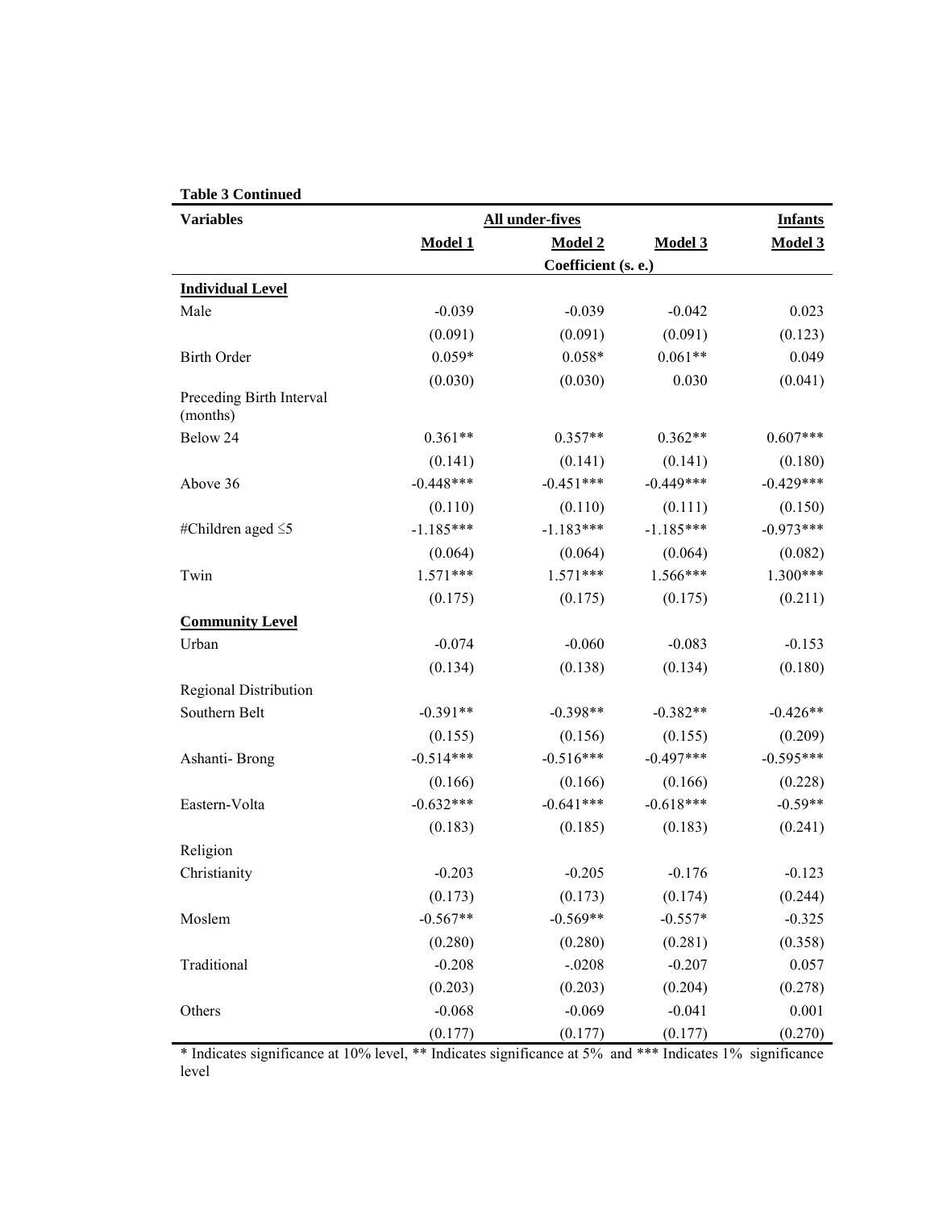**Table 3 Continued**

| Variables | All under-fives | | | Infants |
|---|---|---|---|---|
| | **Model 1** | **Model 2** | **Model 3** | **Model 3** |
| | | Coefficient (s. e.) | | |
| **Individual Level** | | | | |
| Male | -0.039 | -0.039 | -0.042 | 0.023 |
| | (0.091) | (0.091) | (0.091) | (0.123) |
| Birth Order | 0.059* | 0.058* | 0.061** | 0.049 |
| | (0.030) | (0.030) | 0.030 | (0.041) |
| Preceding Birth Interval (months) | | | | |
| Below 24 | 0.361** | 0.357** | 0.362** | 0.607*** |
| | (0.141) | (0.141) | (0.141) | (0.180) |
| Above 36 | -0.448*** | -0.451*** | -0.449*** | -0.429*** |
| | (0.110) | (0.110) | (0.111) | (0.150) |
| #Children aged ≤5 | -1.185*** | -1.183*** | -1.185*** | -0.973*** |
| | (0.064) | (0.064) | (0.064) | (0.082) |
| Twin | 1.571*** | 1.571*** | 1.566*** | 1.300*** |
| | (0.175) | (0.175) | (0.175) | (0.211) |
| **Community Level** | | | | |
| Urban | -0.074 | -0.060 | -0.083 | -0.153 |
| | (0.134) | (0.138) | (0.134) | (0.180) |
| Regional Distribution | | | | |
| Southern Belt | -0.391** | -0.398** | -0.382** | -0.426** |
| | (0.155) | (0.156) | (0.155) | (0.209) |
| Ashanti- Brong | -0.514*** | -0.516*** | -0.497*** | -0.595*** |
| | (0.166) | (0.166) | (0.166) | (0.228) |
| Eastern-Volta | -0.632*** | -0.641*** | -0.618*** | -0.59** |
| | (0.183) | (0.185) | (0.183) | (0.241) |
| Religion | | | | |
| Christianity | -0.203 | -0.205 | -0.176 | -0.123 |
| | (0.173) | (0.173) | (0.174) | (0.244) |
| Moslem | -0.567** | -0.569** | -0.557* | -0.325 |
| | (0.280) | (0.280) | (0.281) | (0.358) |
| Traditional | -0.208 | -.0208 | -0.207 | 0.057 |
| | (0.203) | (0.203) | (0.204) | (0.278) |
| Others | -0.068 | -0.069 | -0.041 | 0.001 |
| | (0.177) | (0.177) | (0.177) | (0.270) |

* Indicates significance at 10% level, ** Indicates significance at 5% and *** Indicates 1% significance level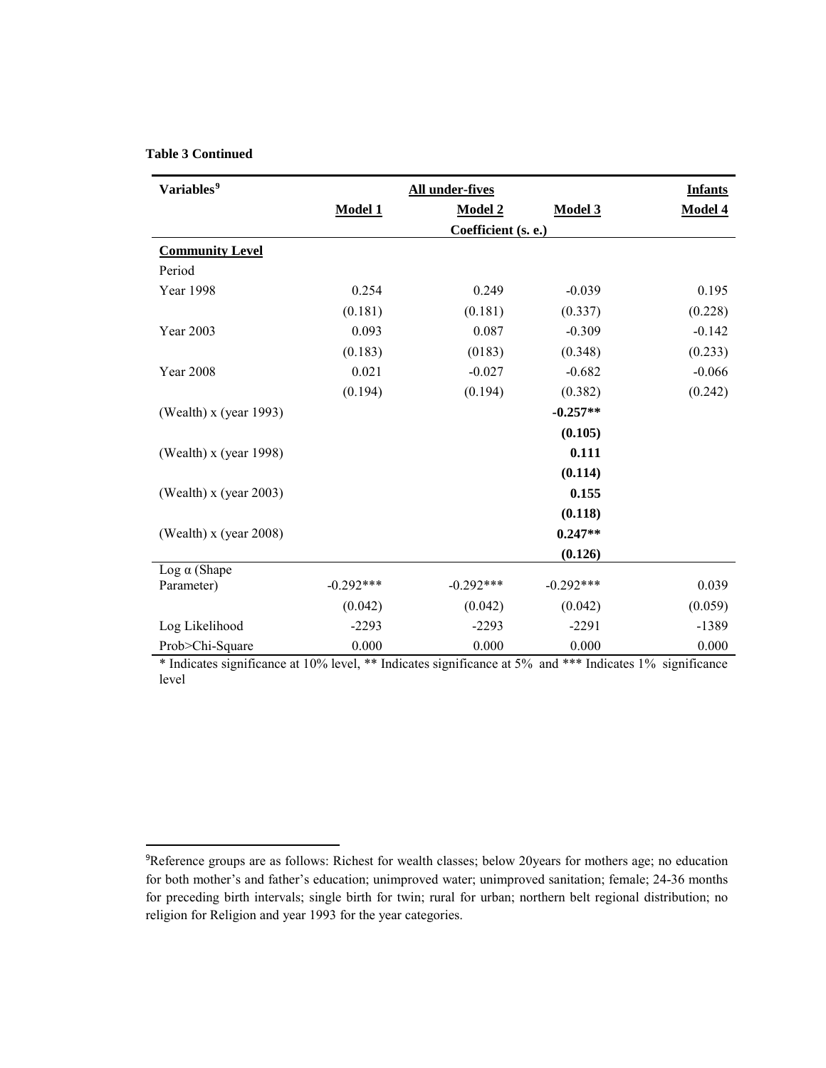**Table 3 Continued**

| Variables[9] | All under-fives | | | Infants |
|---|---|---|---|---|
| | Model 1 | Model 2 | Model 3 | Model 4 |
| | Coefficient (s. e.) | | | |
| **Community Level** | | | | |
| Period | | | | |
| Year 1998 | 0.254 | 0.249 | -0.039 | 0.195 |
| | (0.181) | (0.181) | (0.337) | (0.228) |
| Year 2003 | 0.093 | 0.087 | -0.309 | -0.142 |
| | (0.183) | (0183) | (0.348) | (0.233) |
| Year 2008 | 0.021 | -0.027 | -0.682 | -0.066 |
| | (0.194) | (0.194) | (0.382) | (0.242) |
| (Wealth) x (year 1993) | | | **-0.257\*\*** | |
| | | | **(0.105)** | |
| (Wealth) x (year 1998) | | | **0.111** | |
| | | | **(0.114)** | |
| (Wealth) x (year 2003) | | | **0.155** | |
| | | | **(0.118)** | |
| (Wealth) x (year 2008) | | | **0.247\*\*** | |
| | | | **(0.126)** | |
| Log α (Shape Parameter) | -0.292*** | -0.292*** | -0.292*** | 0.039 |
| | (0.042) | (0.042) | (0.042) | (0.059) |
| Log Likelihood | -2293 | -2293 | -2291 | -1389 |
| Prob>Chi-Square | 0.000 | 0.000 | 0.000 | 0.000 |

* Indicates significance at 10% level, ** Indicates significance at 5% and *** Indicates 1% significance level

[9]Reference groups are as follows: Richest for wealth classes; below 20years for mothers age; no education for both mother's and father's education; unimproved water; unimproved sanitation; female; 24-36 months for preceding birth intervals; single birth for twin; rural for urban; northern belt regional distribution; no religion for Religion and year 1993 for the year categories.